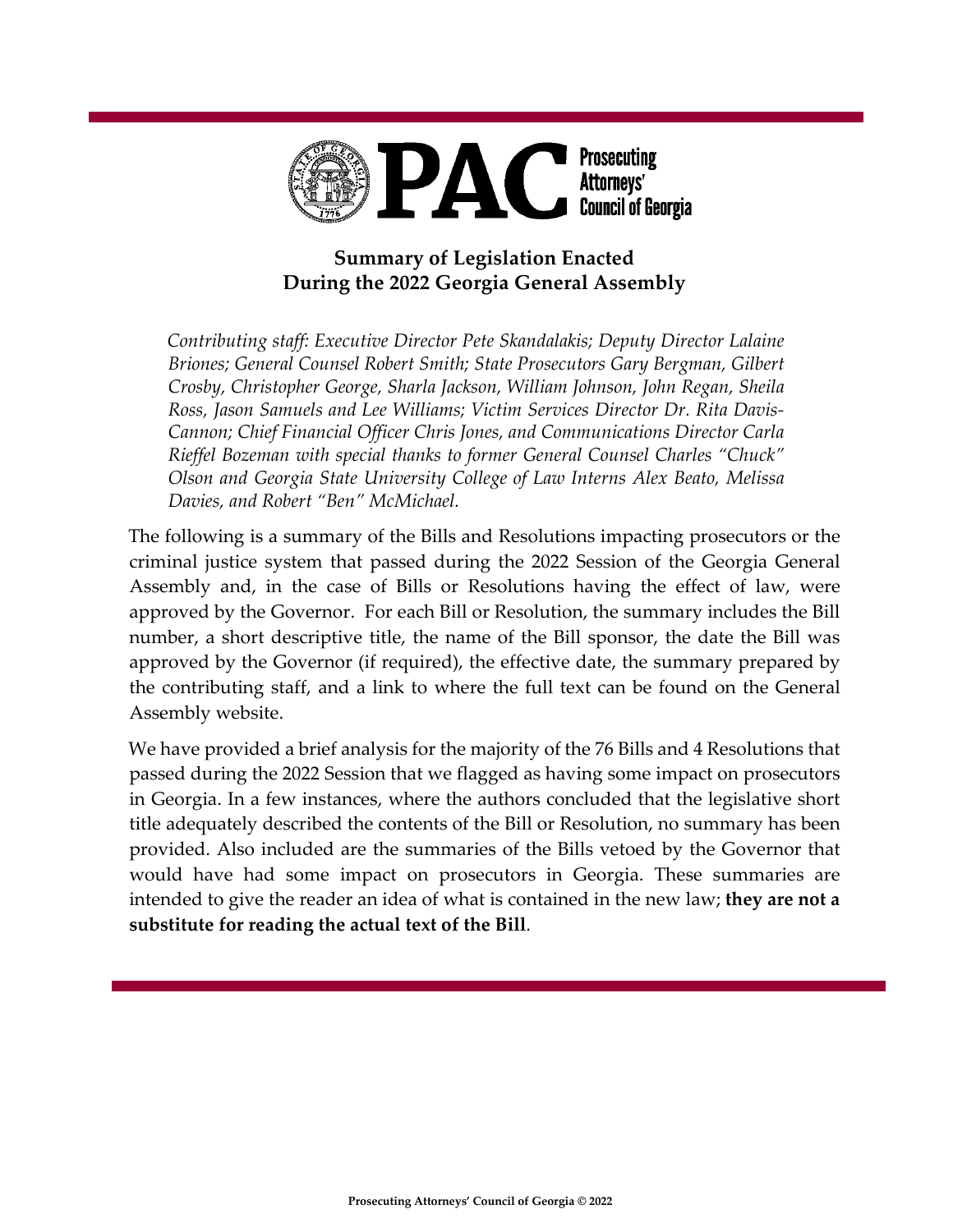PAC Prosecuting Attorneys' Council of Georgia

## Summary of Legislation Enacted During the 2022 Georgia General Assembly

*Contributing staff: Executive Director Pete Skandalakis; Deputy Director Lalaine Briones; General Counsel Robert Smith; State Prosecutors Gary Bergman, Gilbert Crosby, Christopher George, Sharla Jackson, William Johnson, John Regan, Sheila Ross, Jason Samuels and Lee Williams; Victim Services Director Dr. Rita Davis-Cannon; Chief Financial Officer Chris Jones, and Communications Director Carla Rieffel Bozeman with special thanks to former General Counsel Charles "Chuck" Olson and Georgia State University College of Law Interns Alex Beato, Melissa Davies, and Robert "Ben" McMichael.*

The following is a summary of the Bills and Resolutions impacting prosecutors or the criminal justice system that passed during the 2022 Session of the Georgia General Assembly and, in the case of Bills or Resolutions having the effect of law, were approved by the Governor. For each Bill or Resolution, the summary includes the Bill number, a short descriptive title, the name of the Bill sponsor, the date the Bill was approved by the Governor (if required), the effective date, the summary prepared by the contributing staff, and a link to where the full text can be found on the General Assembly website.

We have provided a brief analysis for the majority of the 76 Bills and 4 Resolutions that passed during the 2022 Session that we flagged as having some impact on prosecutors in Georgia. In a few instances, where the authors concluded that the legislative short title adequately described the contents of the Bill or Resolution, no summary has been provided. Also included are the summaries of the Bills vetoed by the Governor that would have had some impact on prosecutors in Georgia. These summaries are intended to give the reader an idea of what is contained in the new law; **they are not a substitute for reading the actual text of the Bill**.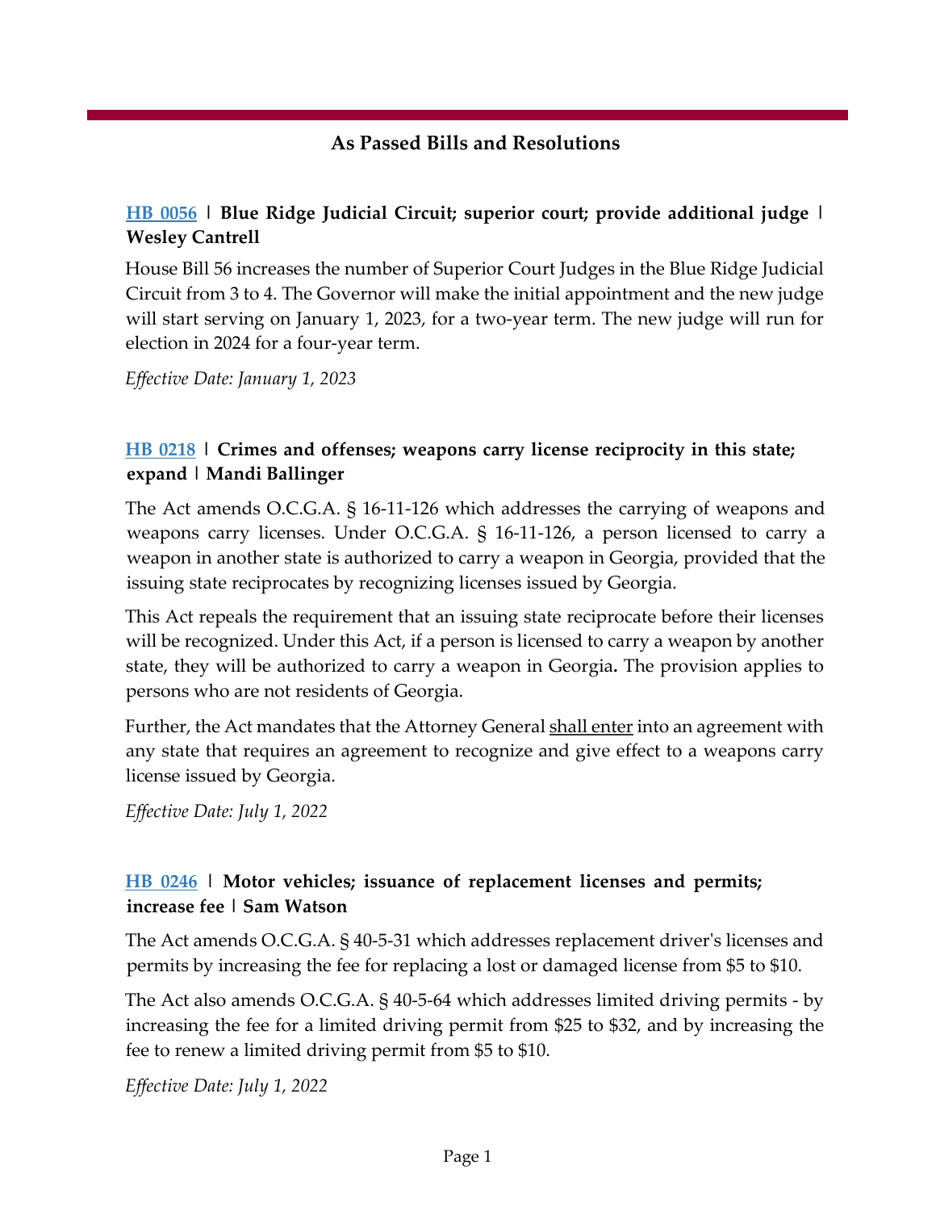## As Passed Bills and Resolutions

### [HB 0056](#) | Blue Ridge Judicial Circuit; superior court; provide additional judge | Wesley Cantrell

House Bill 56 increases the number of Superior Court Judges in the Blue Ridge Judicial Circuit from 3 to 4. The Governor will make the initial appointment and the new judge will start serving on January 1, 2023, for a two-year term. The new judge will run for election in 2024 for a four-year term.

*Effective Date: January 1, 2023*

### [HB 0218](#) | Crimes and offenses; weapons carry license reciprocity in this state; expand | Mandi Ballinger

The Act amends O.C.G.A. § 16-11-126 which addresses the carrying of weapons and weapons carry licenses. Under O.C.G.A. § 16-11-126, a person licensed to carry a weapon in another state is authorized to carry a weapon in Georgia, provided that the issuing state reciprocates by recognizing licenses issued by Georgia.

This Act repeals the requirement that an issuing state reciprocate before their licenses will be recognized. Under this Act, if a person is licensed to carry a weapon by another state, they will be authorized to carry a weapon in Georgia**.** The provision applies to persons who are not residents of Georgia.

Further, the Act mandates that the Attorney General <u>shall enter</u> into an agreement with any state that requires an agreement to recognize and give effect to a weapons carry license issued by Georgia.

*Effective Date: July 1, 2022*

### [HB 0246](#) | Motor vehicles; issuance of replacement licenses and permits; increase fee | Sam Watson

The Act amends O.C.G.A. § 40-5-31 which addresses replacement driver's licenses and permits by increasing the fee for replacing a lost or damaged license from $5 to $10.

The Act also amends O.C.G.A. § 40-5-64 which addresses limited driving permits - by increasing the fee for a limited driving permit from $25 to $32, and by increasing the fee to renew a limited driving permit from $5 to $10.

*Effective Date: July 1, 2022*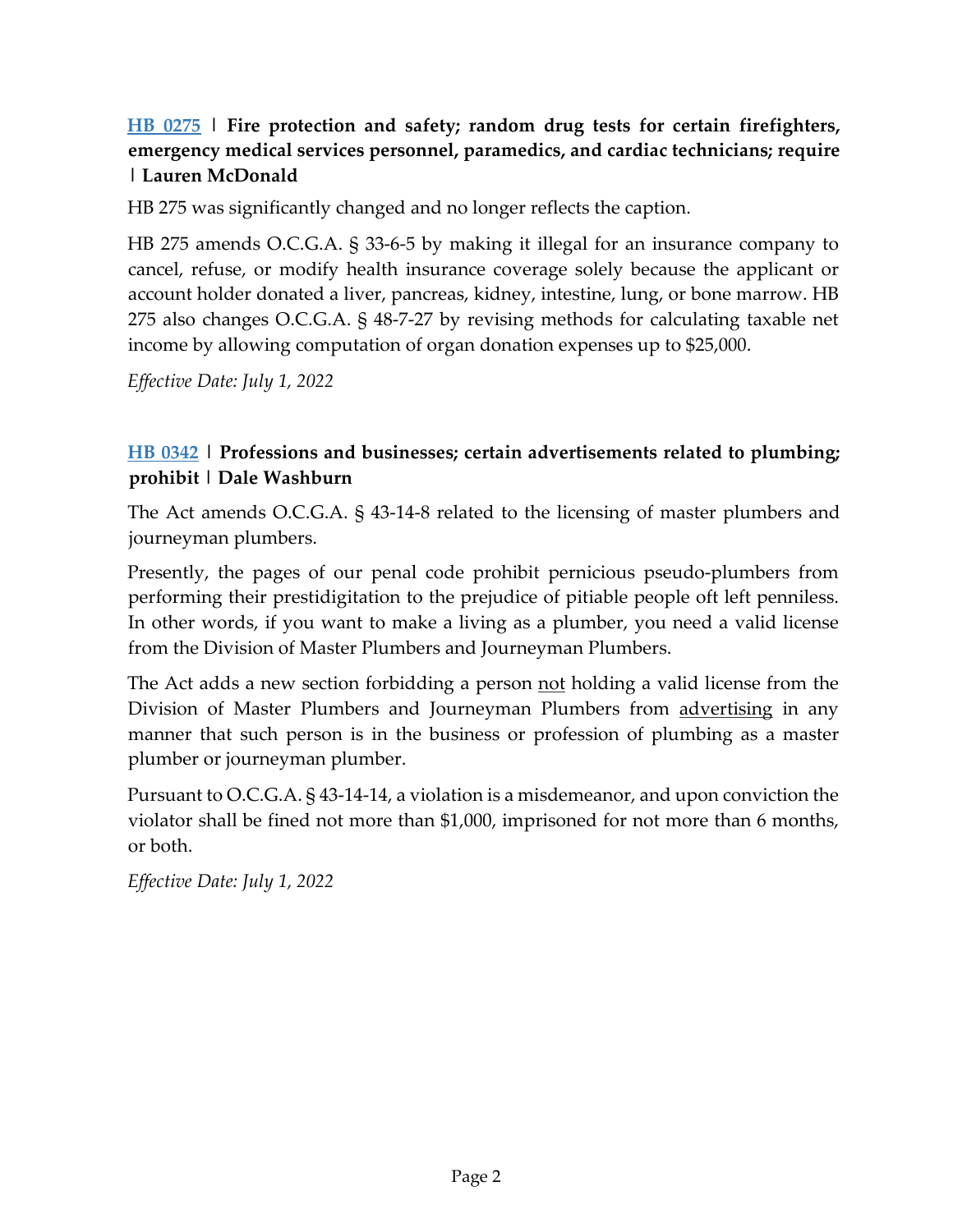**[HB 0275](#) | Fire protection and safety; random drug tests for certain firefighters, emergency medical services personnel, paramedics, and cardiac technicians; require | Lauren McDonald**

HB 275 was significantly changed and no longer reflects the caption.

HB 275 amends O.C.G.A. § 33-6-5 by making it illegal for an insurance company to cancel, refuse, or modify health insurance coverage solely because the applicant or account holder donated a liver, pancreas, kidney, intestine, lung, or bone marrow. HB 275 also changes O.C.G.A. § 48-7-27 by revising methods for calculating taxable net income by allowing computation of organ donation expenses up to $25,000.

*Effective Date: July 1, 2022*

**[HB 0342](#) | Professions and businesses; certain advertisements related to plumbing; prohibit | Dale Washburn**

The Act amends O.C.G.A. § 43-14-8 related to the licensing of master plumbers and journeyman plumbers.

Presently, the pages of our penal code prohibit pernicious pseudo-plumbers from performing their prestidigitation to the prejudice of pitiable people oft left penniless. In other words, if you want to make a living as a plumber, you need a valid license from the Division of Master Plumbers and Journeyman Plumbers.

The Act adds a new section forbidding a person <u>not</u> holding a valid license from the Division of Master Plumbers and Journeyman Plumbers from <u>advertising</u> in any manner that such person is in the business or profession of plumbing as a master plumber or journeyman plumber.

Pursuant to O.C.G.A. § 43-14-14, a violation is a misdemeanor, and upon conviction the violator shall be fined not more than $1,000, imprisoned for not more than 6 months, or both.

*Effective Date: July 1, 2022*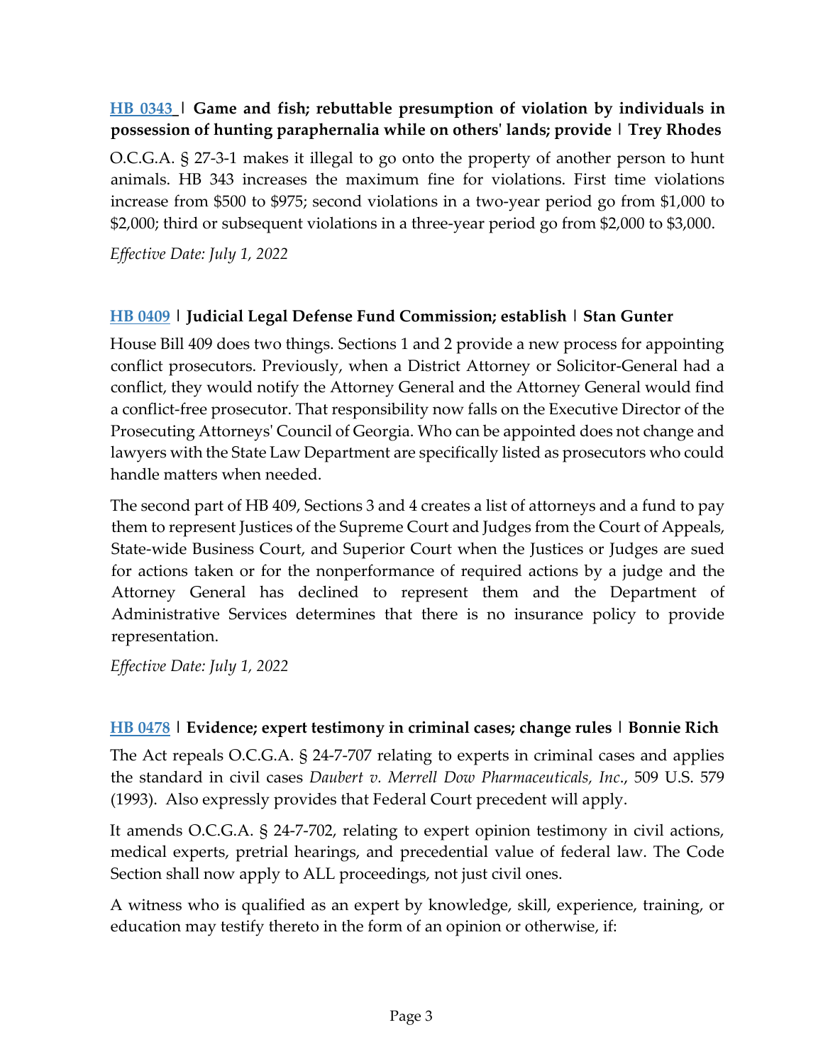### [HB 0343](#) | Game and fish; rebuttable presumption of violation by individuals in possession of hunting paraphernalia while on others' lands; provide | Trey Rhodes

O.C.G.A. § 27-3-1 makes it illegal to go onto the property of another person to hunt animals. HB 343 increases the maximum fine for violations. First time violations increase from $500 to $975; second violations in a two-year period go from $1,000 to $2,000; third or subsequent violations in a three-year period go from $2,000 to $3,000.

*Effective Date: July 1, 2022*

### [HB 0409](#) | Judicial Legal Defense Fund Commission; establish | Stan Gunter

House Bill 409 does two things. Sections 1 and 2 provide a new process for appointing conflict prosecutors. Previously, when a District Attorney or Solicitor-General had a conflict, they would notify the Attorney General and the Attorney General would find a conflict-free prosecutor. That responsibility now falls on the Executive Director of the Prosecuting Attorneys' Council of Georgia. Who can be appointed does not change and lawyers with the State Law Department are specifically listed as prosecutors who could handle matters when needed.

The second part of HB 409, Sections 3 and 4 creates a list of attorneys and a fund to pay them to represent Justices of the Supreme Court and Judges from the Court of Appeals, State-wide Business Court, and Superior Court when the Justices or Judges are sued for actions taken or for the nonperformance of required actions by a judge and the Attorney General has declined to represent them and the Department of Administrative Services determines that there is no insurance policy to provide representation.

*Effective Date: July 1, 2022*

### [HB 0478](#) | Evidence; expert testimony in criminal cases; change rules | Bonnie Rich

The Act repeals O.C.G.A. § 24-7-707 relating to experts in criminal cases and applies the standard in civil cases *Daubert v. Merrell Dow Pharmaceuticals, Inc.*, 509 U.S. 579 (1993). Also expressly provides that Federal Court precedent will apply.

It amends O.C.G.A. § 24-7-702, relating to expert opinion testimony in civil actions, medical experts, pretrial hearings, and precedential value of federal law. The Code Section shall now apply to ALL proceedings, not just civil ones.

A witness who is qualified as an expert by knowledge, skill, experience, training, or education may testify thereto in the form of an opinion or otherwise, if: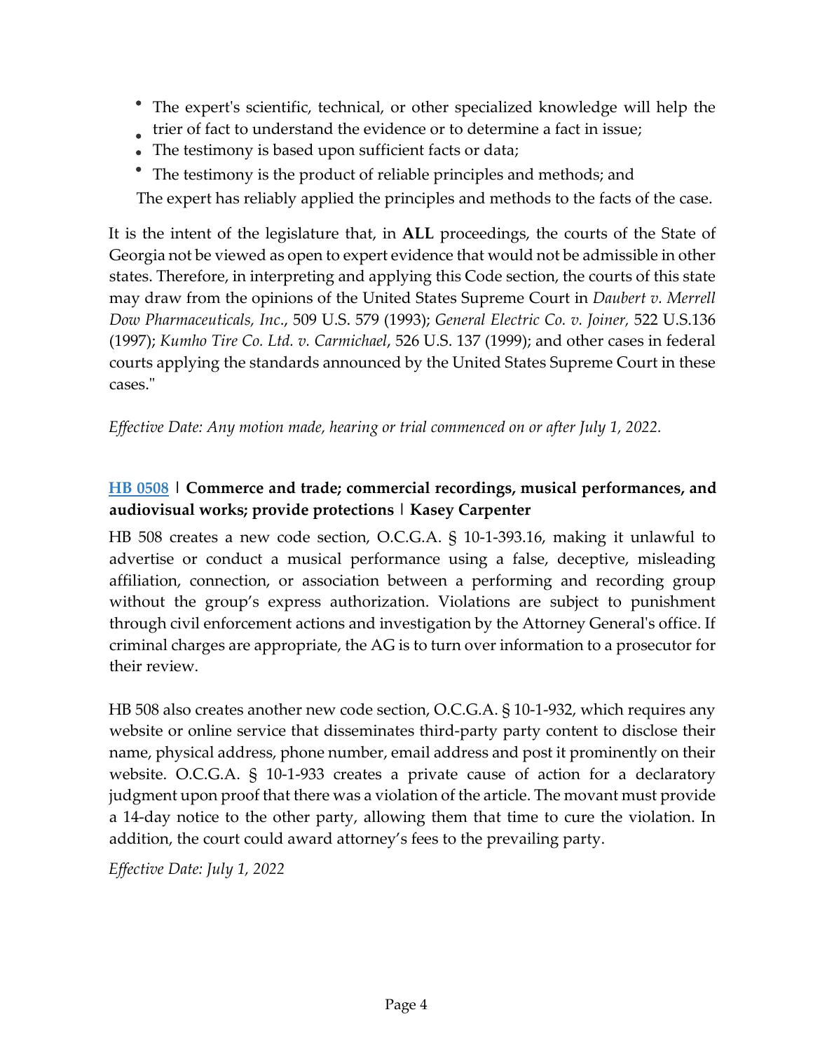- The expert's scientific, technical, or other specialized knowledge will help the trier of fact to understand the evidence or to determine a fact in issue;
- The testimony is based upon sufficient facts or data;
- The testimony is the product of reliable principles and methods; and

The expert has reliably applied the principles and methods to the facts of the case.

It is the intent of the legislature that, in **ALL** proceedings, the courts of the State of Georgia not be viewed as open to expert evidence that would not be admissible in other states. Therefore, in interpreting and applying this Code section, the courts of this state may draw from the opinions of the United States Supreme Court in *Daubert v. Merrell Dow Pharmaceuticals, Inc*., 509 U.S. 579 (1993); *General Electric Co. v. Joiner,* 522 U.S.136 (1997); *Kumho Tire Co. Ltd. v. Carmichael*, 526 U.S. 137 (1999); and other cases in federal courts applying the standards announced by the United States Supreme Court in these cases."

*Effective Date: Any motion made, hearing or trial commenced on or after July 1, 2022.*

### HB 0508 | Commerce and trade; commercial recordings, musical performances, and audiovisual works; provide protections | Kasey Carpenter

HB 508 creates a new code section, O.C.G.A. § 10-1-393.16, making it unlawful to advertise or conduct a musical performance using a false, deceptive, misleading affiliation, connection, or association between a performing and recording group without the group's express authorization. Violations are subject to punishment through civil enforcement actions and investigation by the Attorney General's office. If criminal charges are appropriate, the AG is to turn over information to a prosecutor for their review.

HB 508 also creates another new code section, O.C.G.A. § 10-1-932, which requires any website or online service that disseminates third-party party content to disclose their name, physical address, phone number, email address and post it prominently on their website. O.C.G.A. § 10-1-933 creates a private cause of action for a declaratory judgment upon proof that there was a violation of the article. The movant must provide a 14-day notice to the other party, allowing them that time to cure the violation. In addition, the court could award attorney's fees to the prevailing party.

*Effective Date: July 1, 2022*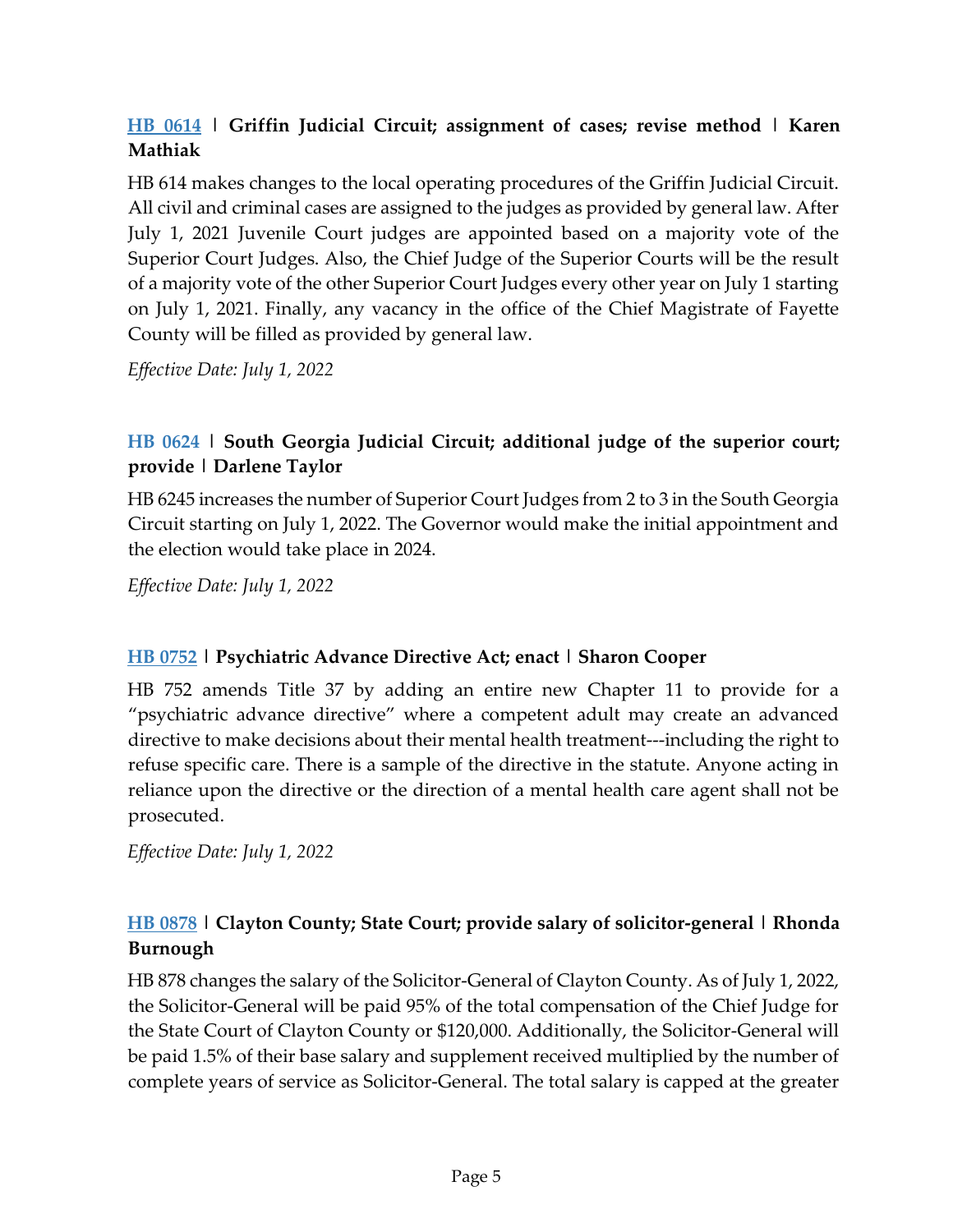**[HB 0614](#) | Griffin Judicial Circuit; assignment of cases; revise method | Karen Mathiak**

HB 614 makes changes to the local operating procedures of the Griffin Judicial Circuit. All civil and criminal cases are assigned to the judges as provided by general law. After July 1, 2021 Juvenile Court judges are appointed based on a majority vote of the Superior Court Judges. Also, the Chief Judge of the Superior Courts will be the result of a majority vote of the other Superior Court Judges every other year on July 1 starting on July 1, 2021. Finally, any vacancy in the office of the Chief Magistrate of Fayette County will be filled as provided by general law.

*Effective Date: July 1, 2022*

**HB 0624 | South Georgia Judicial Circuit; additional judge of the superior court; provide | Darlene Taylor**

HB 6245 increases the number of Superior Court Judges from 2 to 3 in the South Georgia Circuit starting on July 1, 2022. The Governor would make the initial appointment and the election would take place in 2024.

*Effective Date: July 1, 2022*

**[HB 0752](#) | Psychiatric Advance Directive Act; enact | Sharon Cooper**

HB 752 amends Title 37 by adding an entire new Chapter 11 to provide for a "psychiatric advance directive" where a competent adult may create an advanced directive to make decisions about their mental health treatment---including the right to refuse specific care. There is a sample of the directive in the statute. Anyone acting in reliance upon the directive or the direction of a mental health care agent shall not be prosecuted.

*Effective Date: July 1, 2022*

**[HB 0878](#) | Clayton County; State Court; provide salary of solicitor-general | Rhonda Burnough**

HB 878 changes the salary of the Solicitor-General of Clayton County. As of July 1, 2022, the Solicitor-General will be paid 95% of the total compensation of the Chief Judge for the State Court of Clayton County or $120,000. Additionally, the Solicitor-General will be paid 1.5% of their base salary and supplement received multiplied by the number of complete years of service as Solicitor-General. The total salary is capped at the greater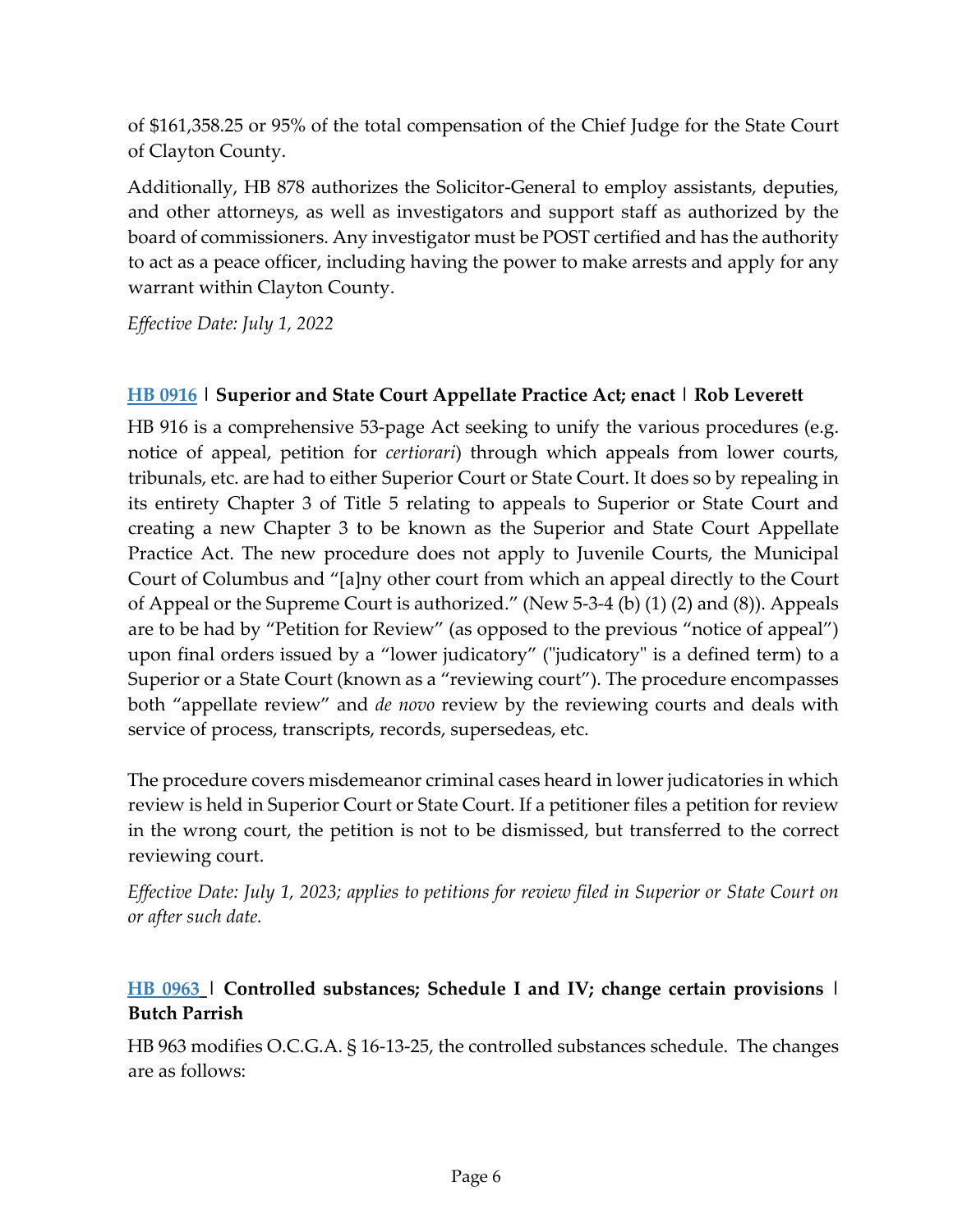of $161,358.25 or 95% of the total compensation of the Chief Judge for the State Court of Clayton County.

Additionally, HB 878 authorizes the Solicitor-General to employ assistants, deputies, and other attorneys, as well as investigators and support staff as authorized by the board of commissioners. Any investigator must be POST certified and has the authority to act as a peace officer, including having the power to make arrests and apply for any warrant within Clayton County.

*Effective Date: July 1, 2022*

### HB 0916 | Superior and State Court Appellate Practice Act; enact | Rob Leverett

HB 916 is a comprehensive 53-page Act seeking to unify the various procedures (e.g. notice of appeal, petition for *certiorari*) through which appeals from lower courts, tribunals, etc. are had to either Superior Court or State Court. It does so by repealing in its entirety Chapter 3 of Title 5 relating to appeals to Superior or State Court and creating a new Chapter 3 to be known as the Superior and State Court Appellate Practice Act. The new procedure does not apply to Juvenile Courts, the Municipal Court of Columbus and "[a]ny other court from which an appeal directly to the Court of Appeal or the Supreme Court is authorized." (New 5-3-4 (b) (1) (2) and (8)). Appeals are to be had by "Petition for Review" (as opposed to the previous "notice of appeal") upon final orders issued by a "lower judicatory" ("judicatory" is a defined term) to a Superior or a State Court (known as a "reviewing court"). The procedure encompasses both "appellate review" and *de novo* review by the reviewing courts and deals with service of process, transcripts, records, supersedeas, etc.

The procedure covers misdemeanor criminal cases heard in lower judicatories in which review is held in Superior Court or State Court. If a petitioner files a petition for review in the wrong court, the petition is not to be dismissed, but transferred to the correct reviewing court.

*Effective Date: July 1, 2023; applies to petitions for review filed in Superior or State Court on or after such date.*

### HB 0963 | Controlled substances; Schedule I and IV; change certain provisions | Butch Parrish

HB 963 modifies O.C.G.A. § 16-13-25, the controlled substances schedule. The changes are as follows: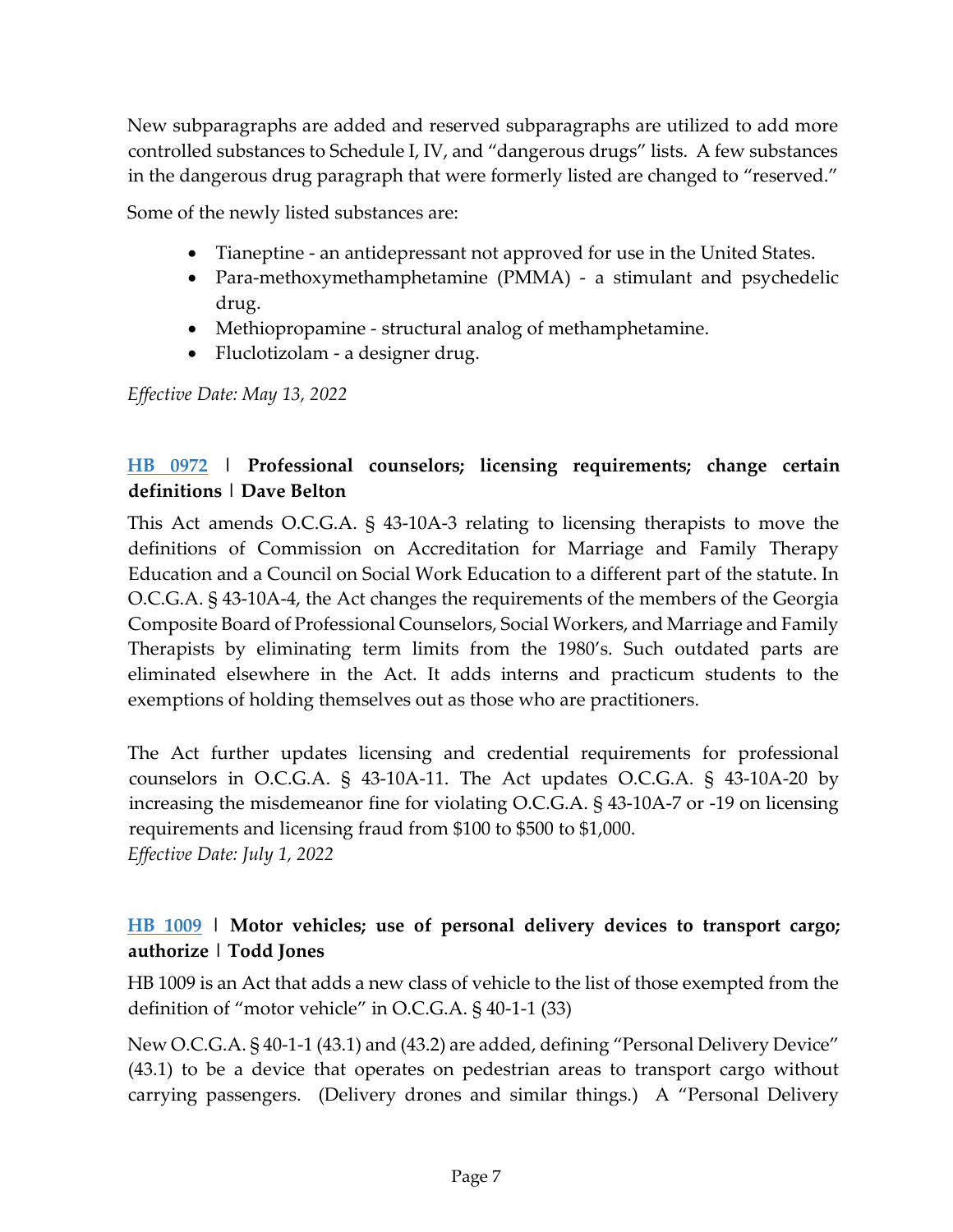New subparagraphs are added and reserved subparagraphs are utilized to add more controlled substances to Schedule I, IV, and "dangerous drugs" lists. A few substances in the dangerous drug paragraph that were formerly listed are changed to "reserved."

Some of the newly listed substances are:

- Tianeptine - an antidepressant not approved for use in the United States.
- Para-methoxymethamphetamine (PMMA) - a stimulant and psychedelic drug.
- Methiopropamine - structural analog of methamphetamine.
- Flucotizolam - a designer drug.

*Effective Date: May 13, 2022*

### HB 0972 | Professional counselors; licensing requirements; change certain definitions | Dave Belton

This Act amends O.C.G.A. § 43-10A-3 relating to licensing therapists to move the definitions of Commission on Accreditation for Marriage and Family Therapy Education and a Council on Social Work Education to a different part of the statute. In O.C.G.A. § 43-10A-4, the Act changes the requirements of the members of the Georgia Composite Board of Professional Counselors, Social Workers, and Marriage and Family Therapists by eliminating term limits from the 1980's. Such outdated parts are eliminated elsewhere in the Act. It adds interns and practicum students to the exemptions of holding themselves out as those who are practitioners.

The Act further updates licensing and credential requirements for professional counselors in O.C.G.A. § 43-10A-11. The Act updates O.C.G.A. § 43-10A-20 by increasing the misdemeanor fine for violating O.C.G.A. § 43-10A-7 or -19 on licensing requirements and licensing fraud from $100 to $500 to $1,000.
*Effective Date: July 1, 2022*

### HB 1009 | Motor vehicles; use of personal delivery devices to transport cargo; authorize | Todd Jones

HB 1009 is an Act that adds a new class of vehicle to the list of those exempted from the definition of "motor vehicle" in O.C.G.A. § 40-1-1 (33)

New O.C.G.A. § 40-1-1 (43.1) and (43.2) are added, defining "Personal Delivery Device" (43.1) to be a device that operates on pedestrian areas to transport cargo without carrying passengers. (Delivery drones and similar things.) A "Personal Delivery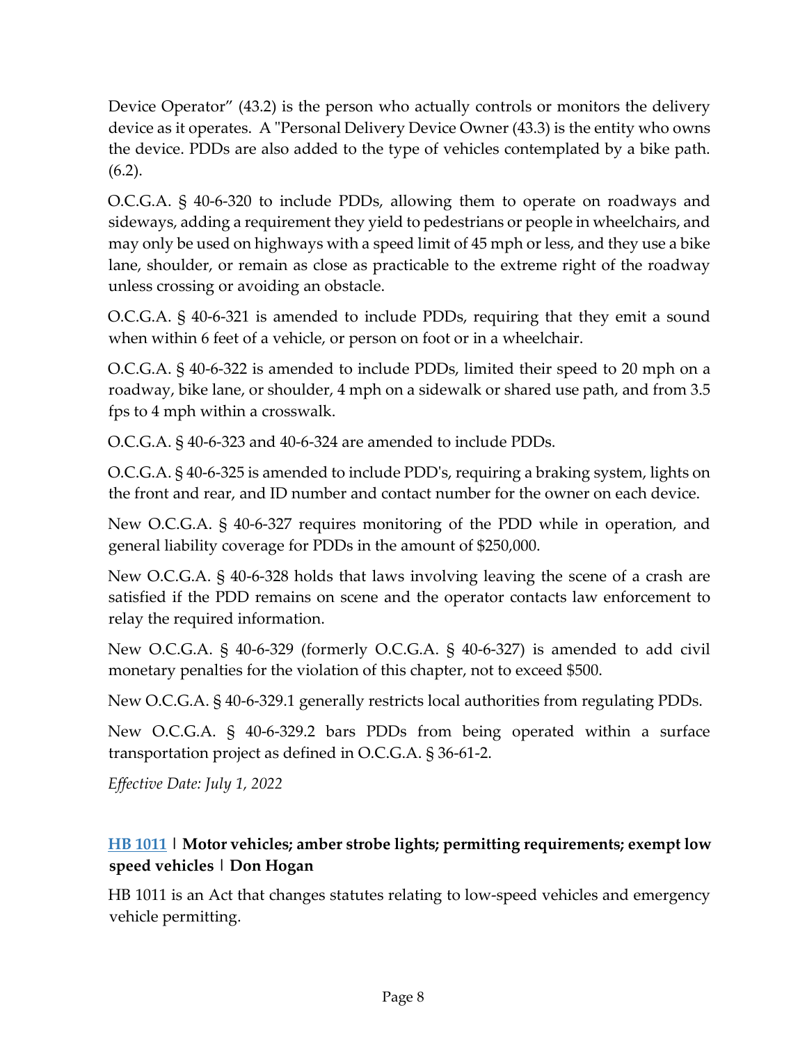Device Operator" (43.2) is the person who actually controls or monitors the delivery device as it operates. A "Personal Delivery Device Owner (43.3) is the entity who owns the device. PDDs are also added to the type of vehicles contemplated by a bike path. (6.2).

O.C.G.A. § 40-6-320 to include PDDs, allowing them to operate on roadways and sideways, adding a requirement they yield to pedestrians or people in wheelchairs, and may only be used on highways with a speed limit of 45 mph or less, and they use a bike lane, shoulder, or remain as close as practicable to the extreme right of the roadway unless crossing or avoiding an obstacle.

O.C.G.A. § 40-6-321 is amended to include PDDs, requiring that they emit a sound when within 6 feet of a vehicle, or person on foot or in a wheelchair.

O.C.G.A. § 40-6-322 is amended to include PDDs, limited their speed to 20 mph on a roadway, bike lane, or shoulder, 4 mph on a sidewalk or shared use path, and from 3.5 fps to 4 mph within a crosswalk.

O.C.G.A. § 40-6-323 and 40-6-324 are amended to include PDDs.

O.C.G.A. § 40-6-325 is amended to include PDD's, requiring a braking system, lights on the front and rear, and ID number and contact number for the owner on each device.

New O.C.G.A. § 40-6-327 requires monitoring of the PDD while in operation, and general liability coverage for PDDs in the amount of $250,000.

New O.C.G.A. § 40-6-328 holds that laws involving leaving the scene of a crash are satisfied if the PDD remains on scene and the operator contacts law enforcement to relay the required information.

New O.C.G.A. § 40-6-329 (formerly O.C.G.A. § 40-6-327) is amended to add civil monetary penalties for the violation of this chapter, not to exceed $500.

New O.C.G.A. § 40-6-329.1 generally restricts local authorities from regulating PDDs.

New O.C.G.A. § 40-6-329.2 bars PDDs from being operated within a surface transportation project as defined in O.C.G.A. § 36-61-2.

*Effective Date: July 1, 2022*

### HB 1011 | Motor vehicles; amber strobe lights; permitting requirements; exempt low speed vehicles | Don Hogan

HB 1011 is an Act that changes statutes relating to low-speed vehicles and emergency vehicle permitting.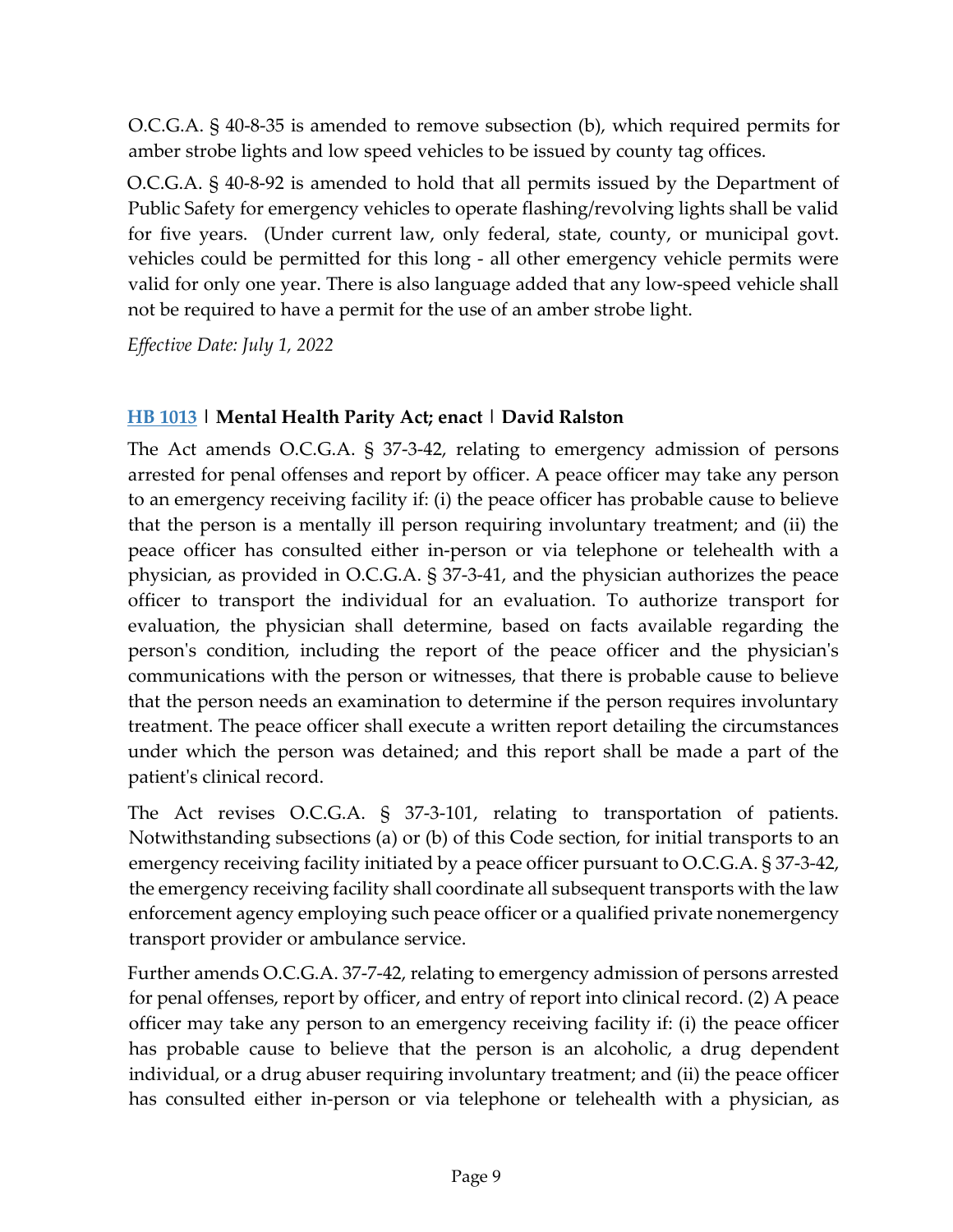O.C.G.A. § 40-8-35 is amended to remove subsection (b), which required permits for amber strobe lights and low speed vehicles to be issued by county tag offices.

O.C.G.A. § 40-8-92 is amended to hold that all permits issued by the Department of Public Safety for emergency vehicles to operate flashing/revolving lights shall be valid for five years. (Under current law, only federal, state, county, or municipal govt. vehicles could be permitted for this long - all other emergency vehicle permits were valid for only one year. There is also language added that any low-speed vehicle shall not be required to have a permit for the use of an amber strobe light.

*Effective Date: July 1, 2022*

### HB 1013 | Mental Health Parity Act; enact | David Ralston

The Act amends O.C.G.A. § 37-3-42, relating to emergency admission of persons arrested for penal offenses and report by officer. A peace officer may take any person to an emergency receiving facility if: (i) the peace officer has probable cause to believe that the person is a mentally ill person requiring involuntary treatment; and (ii) the peace officer has consulted either in-person or via telephone or telehealth with a physician, as provided in O.C.G.A. § 37-3-41, and the physician authorizes the peace officer to transport the individual for an evaluation. To authorize transport for evaluation, the physician shall determine, based on facts available regarding the person's condition, including the report of the peace officer and the physician's communications with the person or witnesses, that there is probable cause to believe that the person needs an examination to determine if the person requires involuntary treatment. The peace officer shall execute a written report detailing the circumstances under which the person was detained; and this report shall be made a part of the patient's clinical record.

The Act revises O.C.G.A. § 37-3-101, relating to transportation of patients. Notwithstanding subsections (a) or (b) of this Code section, for initial transports to an emergency receiving facility initiated by a peace officer pursuant to O.C.G.A. § 37-3-42, the emergency receiving facility shall coordinate all subsequent transports with the law enforcement agency employing such peace officer or a qualified private nonemergency transport provider or ambulance service.

Further amends O.C.G.A. 37-7-42, relating to emergency admission of persons arrested for penal offenses, report by officer, and entry of report into clinical record. (2) A peace officer may take any person to an emergency receiving facility if: (i) the peace officer has probable cause to believe that the person is an alcoholic, a drug dependent individual, or a drug abuser requiring involuntary treatment; and (ii) the peace officer has consulted either in-person or via telephone or telehealth with a physician, as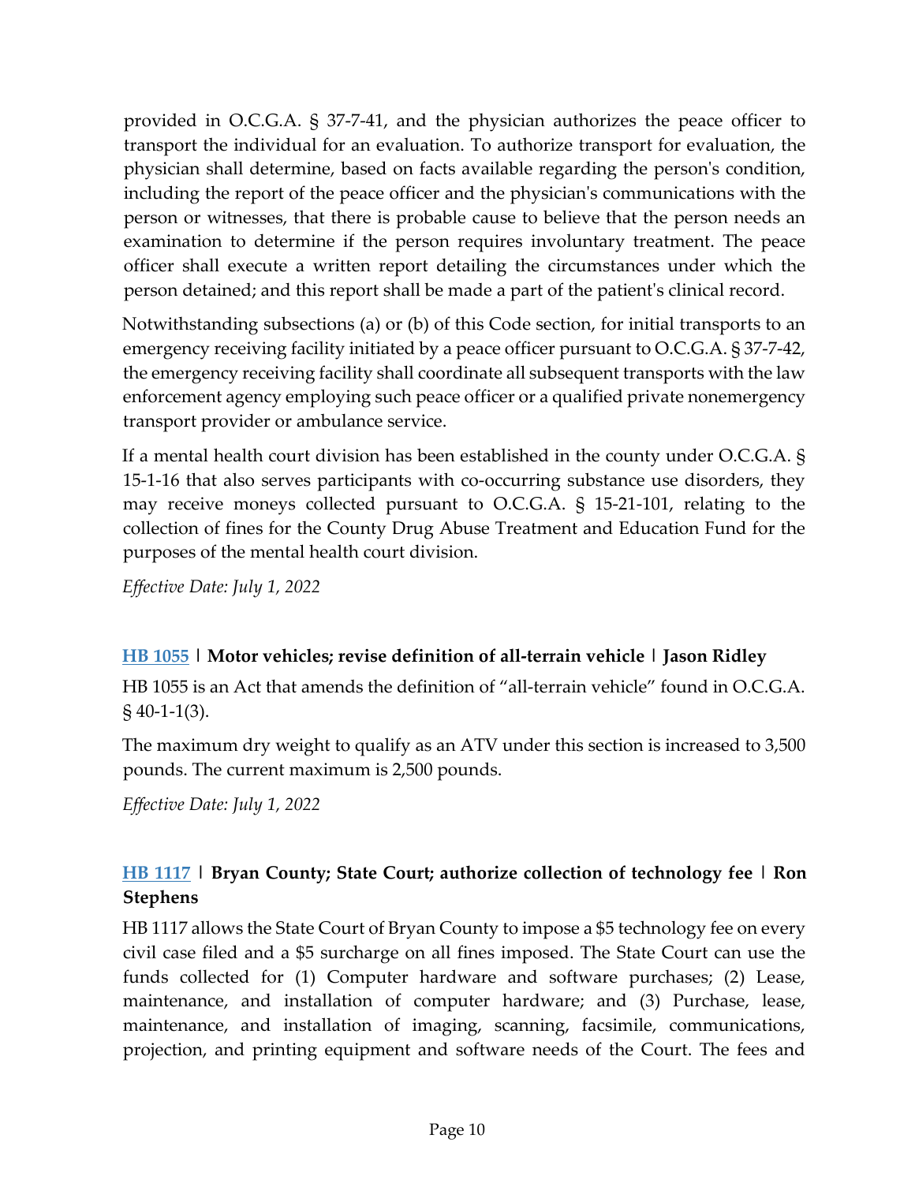provided in O.C.G.A. § 37-7-41, and the physician authorizes the peace officer to transport the individual for an evaluation. To authorize transport for evaluation, the physician shall determine, based on facts available regarding the person's condition, including the report of the peace officer and the physician's communications with the person or witnesses, that there is probable cause to believe that the person needs an examination to determine if the person requires involuntary treatment. The peace officer shall execute a written report detailing the circumstances under which the person detained; and this report shall be made a part of the patient's clinical record.

Notwithstanding subsections (a) or (b) of this Code section, for initial transports to an emergency receiving facility initiated by a peace officer pursuant to O.C.G.A. § 37-7-42, the emergency receiving facility shall coordinate all subsequent transports with the law enforcement agency employing such peace officer or a qualified private nonemergency transport provider or ambulance service.

If a mental health court division has been established in the county under O.C.G.A. § 15-1-16 that also serves participants with co-occurring substance use disorders, they may receive moneys collected pursuant to O.C.G.A. § 15-21-101, relating to the collection of fines for the County Drug Abuse Treatment and Education Fund for the purposes of the mental health court division.

*Effective Date: July 1, 2022*

### HB 1055 | Motor vehicles; revise definition of all-terrain vehicle | Jason Ridley

HB 1055 is an Act that amends the definition of "all-terrain vehicle" found in O.C.G.A. § 40-1-1(3).

The maximum dry weight to qualify as an ATV under this section is increased to 3,500 pounds. The current maximum is 2,500 pounds.

*Effective Date: July 1, 2022*

### HB 1117 | Bryan County; State Court; authorize collection of technology fee | Ron Stephens

HB 1117 allows the State Court of Bryan County to impose a $5 technology fee on every civil case filed and a $5 surcharge on all fines imposed. The State Court can use the funds collected for (1) Computer hardware and software purchases; (2) Lease, maintenance, and installation of computer hardware; and (3) Purchase, lease, maintenance, and installation of imaging, scanning, facsimile, communications, projection, and printing equipment and software needs of the Court. The fees and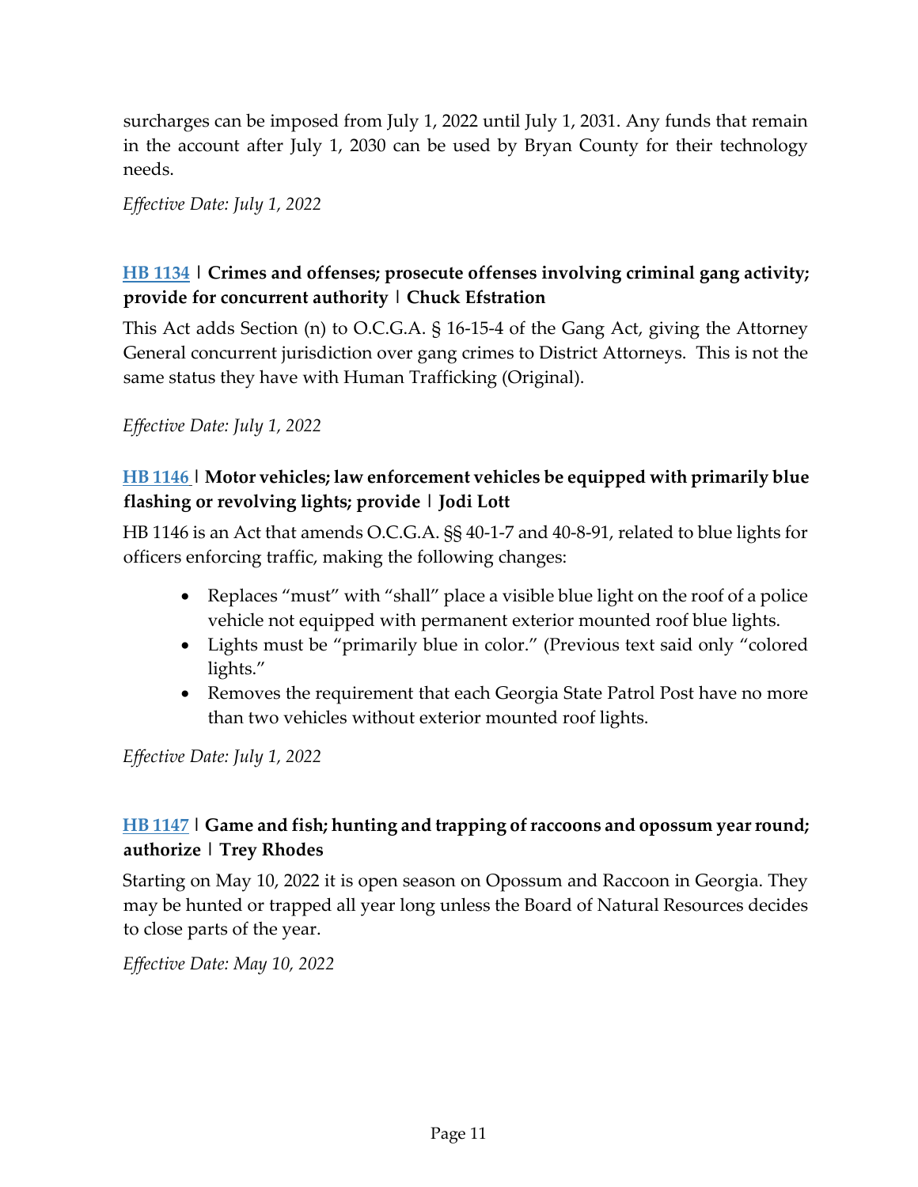surcharges can be imposed from July 1, 2022 until July 1, 2031. Any funds that remain in the account after July 1, 2030 can be used by Bryan County for their technology needs.

*Effective Date: July 1, 2022*

### HB 1134 | Crimes and offenses; prosecute offenses involving criminal gang activity; provide for concurrent authority | Chuck Efstration

This Act adds Section (n) to O.C.G.A. § 16-15-4 of the Gang Act, giving the Attorney General concurrent jurisdiction over gang crimes to District Attorneys. This is not the same status they have with Human Trafficking (Original).

*Effective Date: July 1, 2022*

### HB 1146 | Motor vehicles; law enforcement vehicles be equipped with primarily blue flashing or revolving lights; provide | Jodi Lott

HB 1146 is an Act that amends O.C.G.A. §§ 40-1-7 and 40-8-91, related to blue lights for officers enforcing traffic, making the following changes:

- Replaces "must" with "shall" place a visible blue light on the roof of a police vehicle not equipped with permanent exterior mounted roof blue lights.
- Lights must be "primarily blue in color." (Previous text said only "colored lights."
- Removes the requirement that each Georgia State Patrol Post have no more than two vehicles without exterior mounted roof lights.

*Effective Date: July 1, 2022*

### HB 1147 | Game and fish; hunting and trapping of raccoons and opossum year round; authorize | Trey Rhodes

Starting on May 10, 2022 it is open season on Opossum and Raccoon in Georgia. They may be hunted or trapped all year long unless the Board of Natural Resources decides to close parts of the year.

*Effective Date: May 10, 2022*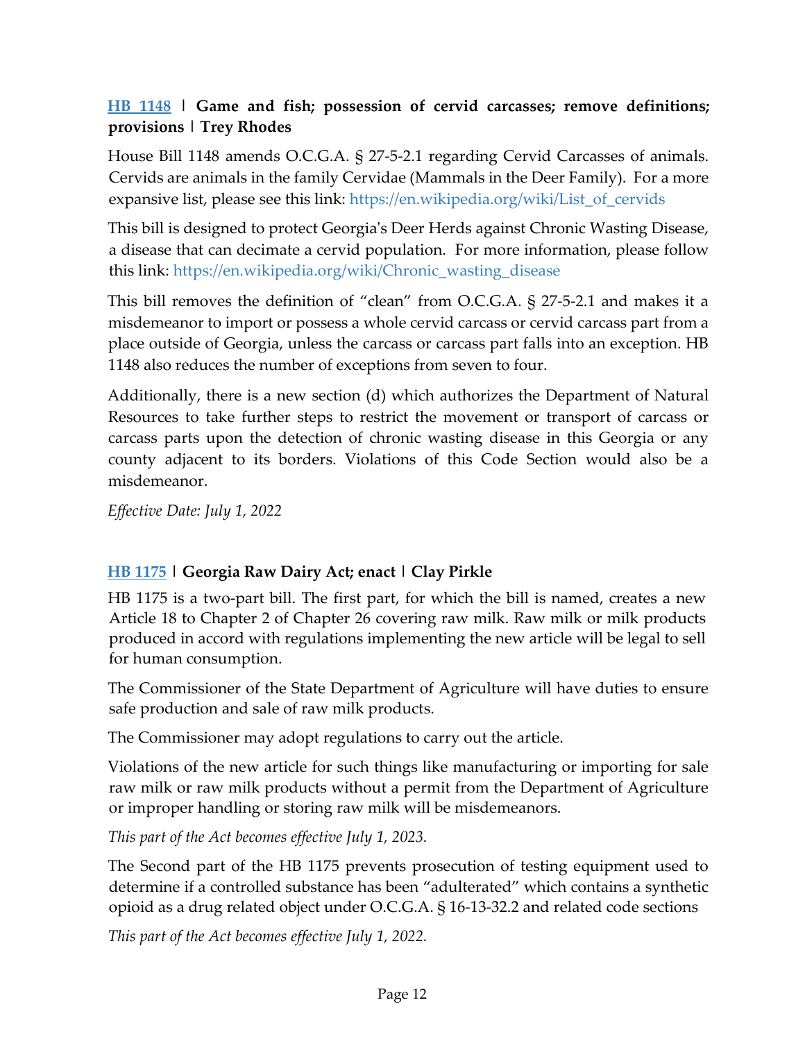### [HB 1148](#) | Game and fish; possession of cervid carcasses; remove definitions; provisions | Trey Rhodes

House Bill 1148 amends O.C.G.A. § 27-5-2.1 regarding Cervid Carcasses of animals. Cervids are animals in the family Cervidae (Mammals in the Deer Family). For a more expansive list, please see this link: https://en.wikipedia.org/wiki/List_of_cervids

This bill is designed to protect Georgia's Deer Herds against Chronic Wasting Disease, a disease that can decimate a cervid population. For more information, please follow this link: https://en.wikipedia.org/wiki/Chronic_wasting_disease

This bill removes the definition of "clean" from O.C.G.A. § 27-5-2.1 and makes it a misdemeanor to import or possess a whole cervid carcass or cervid carcass part from a place outside of Georgia, unless the carcass or carcass part falls into an exception. HB 1148 also reduces the number of exceptions from seven to four.

Additionally, there is a new section (d) which authorizes the Department of Natural Resources to take further steps to restrict the movement or transport of carcass or carcass parts upon the detection of chronic wasting disease in this Georgia or any county adjacent to its borders. Violations of this Code Section would also be a misdemeanor.

*Effective Date: July 1, 2022*

### [HB 1175](#) | Georgia Raw Dairy Act; enact | Clay Pirkle

HB 1175 is a two-part bill. The first part, for which the bill is named, creates a new Article 18 to Chapter 2 of Chapter 26 covering raw milk. Raw milk or milk products produced in accord with regulations implementing the new article will be legal to sell for human consumption.

The Commissioner of the State Department of Agriculture will have duties to ensure safe production and sale of raw milk products.

The Commissioner may adopt regulations to carry out the article.

Violations of the new article for such things like manufacturing or importing for sale raw milk or raw milk products without a permit from the Department of Agriculture or improper handling or storing raw milk will be misdemeanors.

*This part of the Act becomes effective July 1, 2023.*

The Second part of the HB 1175 prevents prosecution of testing equipment used to determine if a controlled substance has been "adulterated" which contains a synthetic opioid as a drug related object under O.C.G.A. § 16-13-32.2 and related code sections

*This part of the Act becomes effective July 1, 2022.*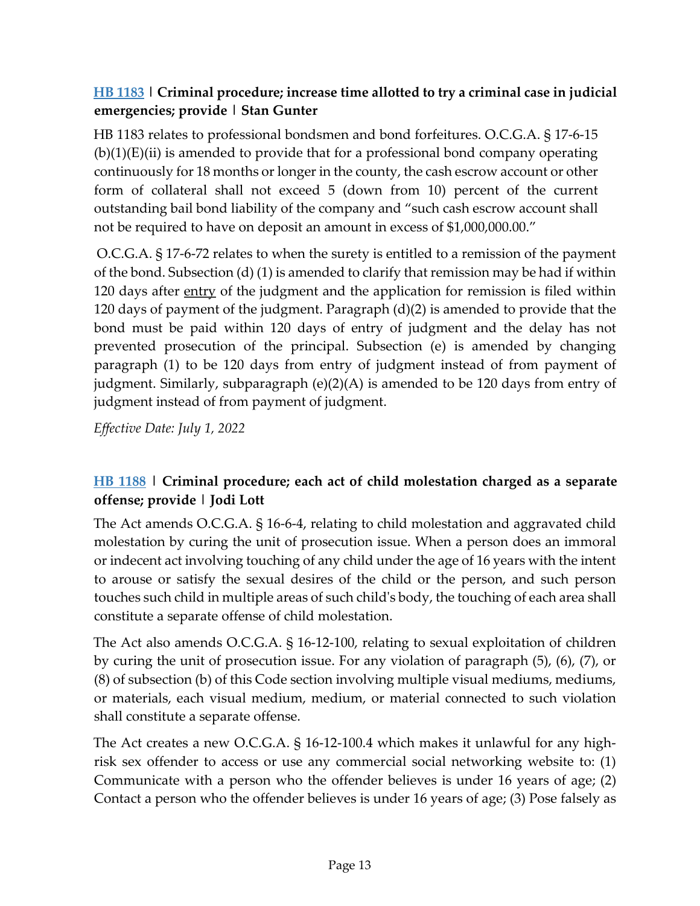### [HB 1183](#) | Criminal procedure; increase time allotted to try a criminal case in judicial emergencies; provide | Stan Gunter

HB 1183 relates to professional bondsmen and bond forfeitures. O.C.G.A. § 17-6-15 (b)(1)(E)(ii) is amended to provide that for a professional bond company operating continuously for 18 months or longer in the county, the cash escrow account or other form of collateral shall not exceed 5 (down from 10) percent of the current outstanding bail bond liability of the company and "such cash escrow account shall not be required to have on deposit an amount in excess of $1,000,000.00."

O.C.G.A. § 17-6-72 relates to when the surety is entitled to a remission of the payment of the bond. Subsection (d) (1) is amended to clarify that remission may be had if within 120 days after <u>entry</u> of the judgment and the application for remission is filed within 120 days of payment of the judgment. Paragraph (d)(2) is amended to provide that the bond must be paid within 120 days of entry of judgment and the delay has not prevented prosecution of the principal. Subsection (e) is amended by changing paragraph (1) to be 120 days from entry of judgment instead of from payment of judgment. Similarly, subparagraph (e)(2)(A) is amended to be 120 days from entry of judgment instead of from payment of judgment.

*Effective Date: July 1, 2022*

### [HB 1188](#) | Criminal procedure; each act of child molestation charged as a separate offense; provide | Jodi Lott

The Act amends O.C.G.A. § 16-6-4, relating to child molestation and aggravated child molestation by curing the unit of prosecution issue. When a person does an immoral or indecent act involving touching of any child under the age of 16 years with the intent to arouse or satisfy the sexual desires of the child or the person, and such person touches such child in multiple areas of such child's body, the touching of each area shall constitute a separate offense of child molestation.

The Act also amends O.C.G.A. § 16-12-100, relating to sexual exploitation of children by curing the unit of prosecution issue. For any violation of paragraph (5), (6), (7), or (8) of subsection (b) of this Code section involving multiple visual mediums, mediums, or materials, each visual medium, medium, or material connected to such violation shall constitute a separate offense.

The Act creates a new O.C.G.A. § 16-12-100.4 which makes it unlawful for any high-risk sex offender to access or use any commercial social networking website to: (1) Communicate with a person who the offender believes is under 16 years of age; (2) Contact a person who the offender believes is under 16 years of age; (3) Pose falsely as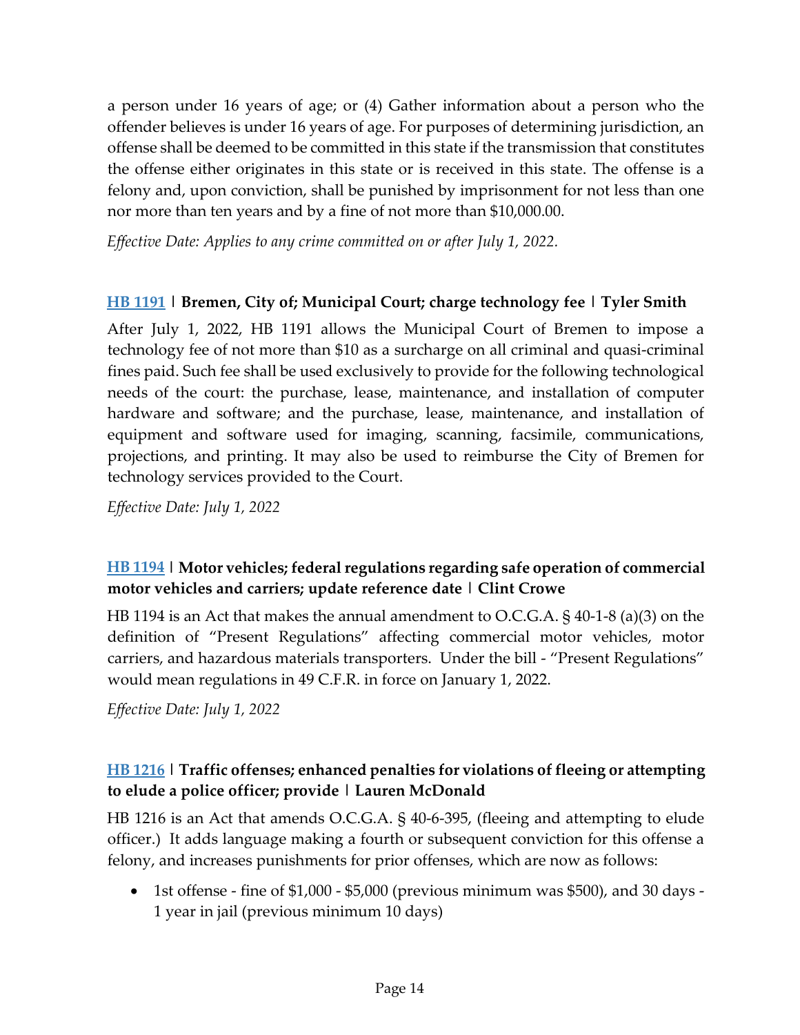a person under 16 years of age; or (4) Gather information about a person who the offender believes is under 16 years of age. For purposes of determining jurisdiction, an offense shall be deemed to be committed in this state if the transmission that constitutes the offense either originates in this state or is received in this state. The offense is a felony and, upon conviction, shall be punished by imprisonment for not less than one nor more than ten years and by a fine of not more than $10,000.00.

*Effective Date: Applies to any crime committed on or after July 1, 2022.*

### HB 1191 | Bremen, City of; Municipal Court; charge technology fee | Tyler Smith

After July 1, 2022, HB 1191 allows the Municipal Court of Bremen to impose a technology fee of not more than $10 as a surcharge on all criminal and quasi-criminal fines paid. Such fee shall be used exclusively to provide for the following technological needs of the court: the purchase, lease, maintenance, and installation of computer hardware and software; and the purchase, lease, maintenance, and installation of equipment and software used for imaging, scanning, facsimile, communications, projections, and printing. It may also be used to reimburse the City of Bremen for technology services provided to the Court.

*Effective Date: July 1, 2022*

### HB 1194 | Motor vehicles; federal regulations regarding safe operation of commercial motor vehicles and carriers; update reference date | Clint Crowe

HB 1194 is an Act that makes the annual amendment to O.C.G.A. § 40-1-8 (a)(3) on the definition of "Present Regulations" affecting commercial motor vehicles, motor carriers, and hazardous materials transporters. Under the bill - "Present Regulations" would mean regulations in 49 C.F.R. in force on January 1, 2022.

*Effective Date: July 1, 2022*

### HB 1216 | Traffic offenses; enhanced penalties for violations of fleeing or attempting to elude a police officer; provide | Lauren McDonald

HB 1216 is an Act that amends O.C.G.A. § 40-6-395, (fleeing and attempting to elude officer.) It adds language making a fourth or subsequent conviction for this offense a felony, and increases punishments for prior offenses, which are now as follows:

- 1st offense - fine of $1,000 - $5,000 (previous minimum was $500), and 30 days - 1 year in jail (previous minimum 10 days)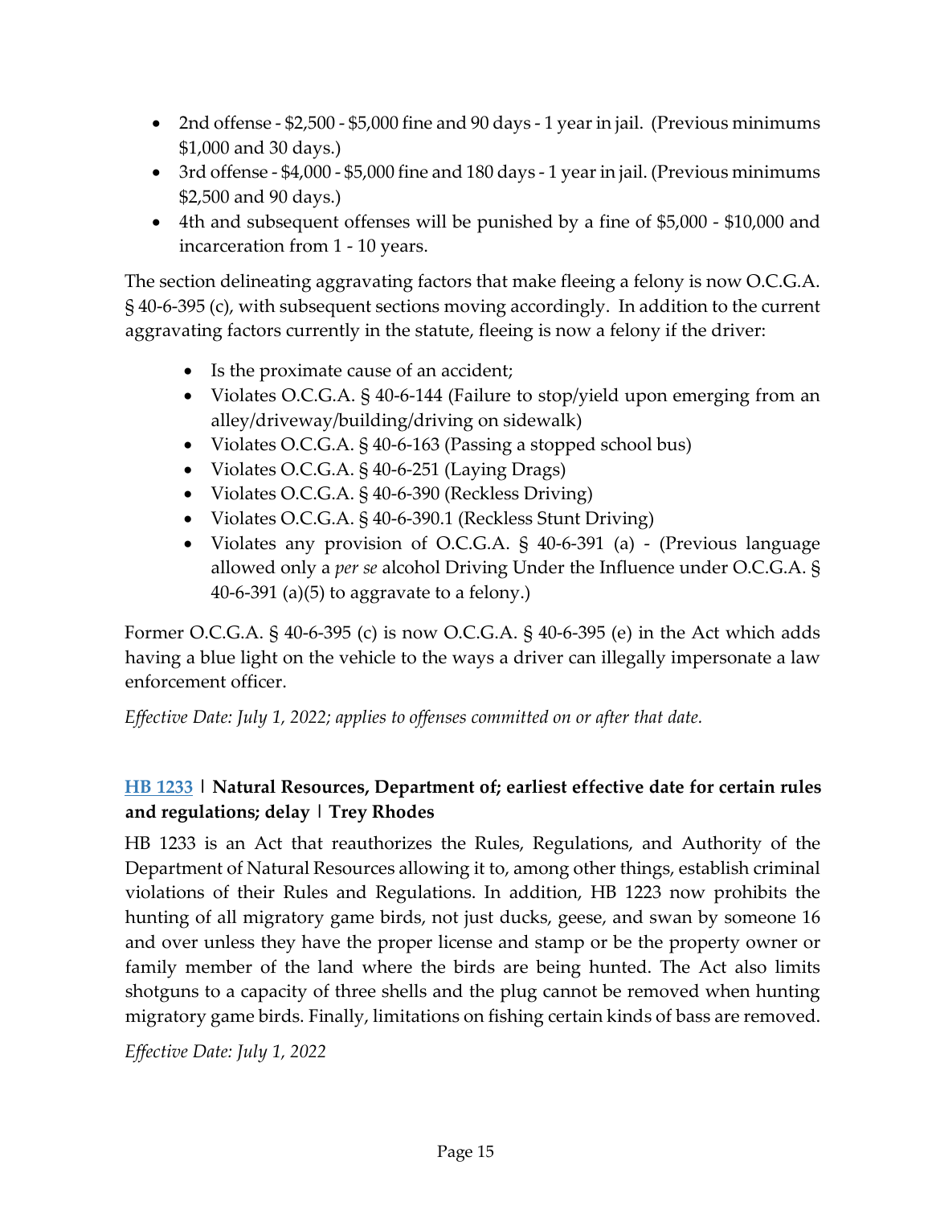- 2nd offense - $2,500 - $5,000 fine and 90 days - 1 year in jail. (Previous minimums $1,000 and 30 days.)
- 3rd offense - $4,000 - $5,000 fine and 180 days - 1 year in jail. (Previous minimums $2,500 and 90 days.)
- 4th and subsequent offenses will be punished by a fine of $5,000 - $10,000 and incarceration from 1 - 10 years.

The section delineating aggravating factors that make fleeing a felony is now O.C.G.A. § 40-6-395 (c), with subsequent sections moving accordingly. In addition to the current aggravating factors currently in the statute, fleeing is now a felony if the driver:

- Is the proximate cause of an accident;
- Violates O.C.G.A. § 40-6-144 (Failure to stop/yield upon emerging from an alley/driveway/building/driving on sidewalk)
- Violates O.C.G.A. § 40-6-163 (Passing a stopped school bus)
- Violates O.C.G.A. § 40-6-251 (Laying Drags)
- Violates O.C.G.A. § 40-6-390 (Reckless Driving)
- Violates O.C.G.A. § 40-6-390.1 (Reckless Stunt Driving)
- Violates any provision of O.C.G.A. § 40-6-391 (a) - (Previous language allowed only a *per se* alcohol Driving Under the Influence under O.C.G.A. § 40-6-391 (a)(5) to aggravate to a felony.)

Former O.C.G.A. § 40-6-395 (c) is now O.C.G.A. § 40-6-395 (e) in the Act which adds having a blue light on the vehicle to the ways a driver can illegally impersonate a law enforcement officer.

*Effective Date: July 1, 2022; applies to offenses committed on or after that date.*

### HB 1233 | Natural Resources, Department of; earliest effective date for certain rules and regulations; delay | Trey Rhodes

HB 1233 is an Act that reauthorizes the Rules, Regulations, and Authority of the Department of Natural Resources allowing it to, among other things, establish criminal violations of their Rules and Regulations. In addition, HB 1223 now prohibits the hunting of all migratory game birds, not just ducks, geese, and swan by someone 16 and over unless they have the proper license and stamp or be the property owner or family member of the land where the birds are being hunted. The Act also limits shotguns to a capacity of three shells and the plug cannot be removed when hunting migratory game birds. Finally, limitations on fishing certain kinds of bass are removed.

*Effective Date: July 1, 2022*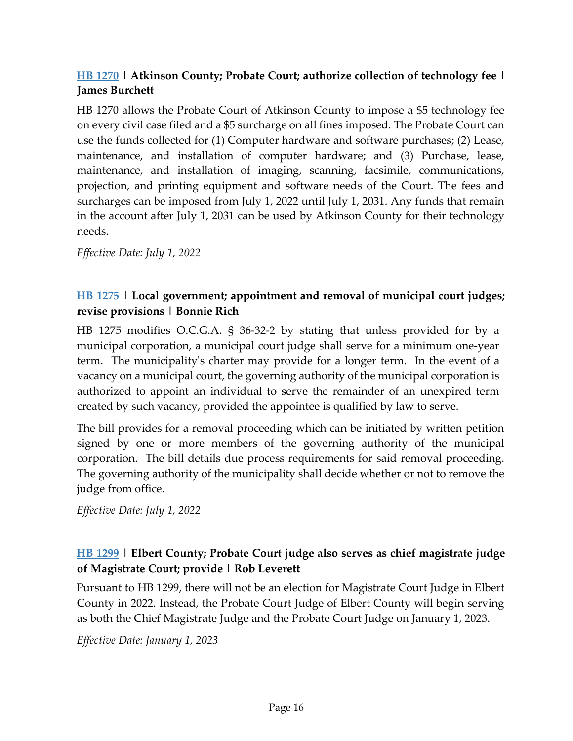### HB 1270 | Atkinson County; Probate Court; authorize collection of technology fee | James Burchett

HB 1270 allows the Probate Court of Atkinson County to impose a $5 technology fee on every civil case filed and a $5 surcharge on all fines imposed. The Probate Court can use the funds collected for (1) Computer hardware and software purchases; (2) Lease, maintenance, and installation of computer hardware; and (3) Purchase, lease, maintenance, and installation of imaging, scanning, facsimile, communications, projection, and printing equipment and software needs of the Court. The fees and surcharges can be imposed from July 1, 2022 until July 1, 2031. Any funds that remain in the account after July 1, 2031 can be used by Atkinson County for their technology needs.

*Effective Date: July 1, 2022*

### HB 1275 | Local government; appointment and removal of municipal court judges; revise provisions | Bonnie Rich

HB 1275 modifies O.C.G.A. § 36-32-2 by stating that unless provided for by a municipal corporation, a municipal court judge shall serve for a minimum one-year term. The municipality's charter may provide for a longer term. In the event of a vacancy on a municipal court, the governing authority of the municipal corporation is authorized to appoint an individual to serve the remainder of an unexpired term created by such vacancy, provided the appointee is qualified by law to serve.

The bill provides for a removal proceeding which can be initiated by written petition signed by one or more members of the governing authority of the municipal corporation. The bill details due process requirements for said removal proceeding. The governing authority of the municipality shall decide whether or not to remove the judge from office.

*Effective Date: July 1, 2022*

### HB 1299 | Elbert County; Probate Court judge also serves as chief magistrate judge of Magistrate Court; provide | Rob Leverett

Pursuant to HB 1299, there will not be an election for Magistrate Court Judge in Elbert County in 2022. Instead, the Probate Court Judge of Elbert County will begin serving as both the Chief Magistrate Judge and the Probate Court Judge on January 1, 2023.

*Effective Date: January 1, 2023*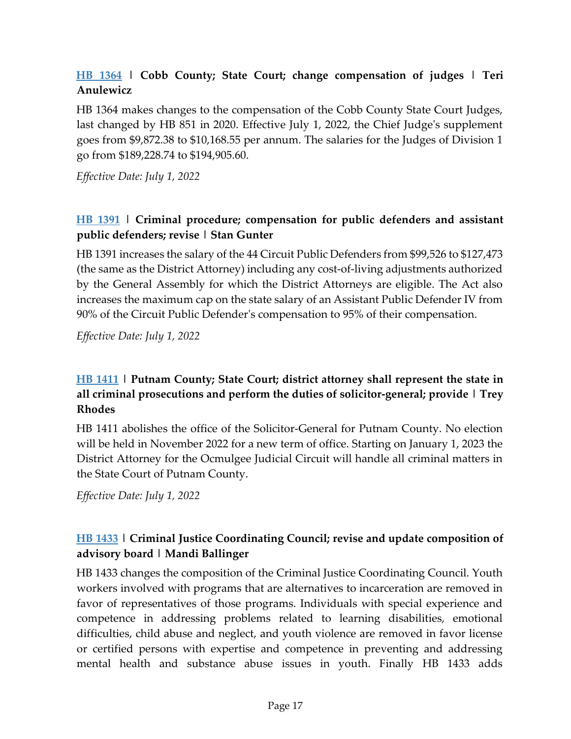**HB 1364 | Cobb County; State Court; change compensation of judges | Teri Anulewicz**

HB 1364 makes changes to the compensation of the Cobb County State Court Judges, last changed by HB 851 in 2020. Effective July 1, 2022, the Chief Judge's supplement goes from $9,872.38 to $10,168.55 per annum. The salaries for the Judges of Division 1 go from $189,228.74 to $194,905.60.

*Effective Date: July 1, 2022*

**HB 1391 | Criminal procedure; compensation for public defenders and assistant public defenders; revise | Stan Gunter**

HB 1391 increases the salary of the 44 Circuit Public Defenders from $99,526 to $127,473 (the same as the District Attorney) including any cost-of-living adjustments authorized by the General Assembly for which the District Attorneys are eligible. The Act also increases the maximum cap on the state salary of an Assistant Public Defender IV from 90% of the Circuit Public Defender's compensation to 95% of their compensation.

*Effective Date: July 1, 2022*

**HB 1411 | Putnam County; State Court; district attorney shall represent the state in all criminal prosecutions and perform the duties of solicitor-general; provide | Trey Rhodes**

HB 1411 abolishes the office of the Solicitor-General for Putnam County. No election will be held in November 2022 for a new term of office. Starting on January 1, 2023 the District Attorney for the Ocmulgee Judicial Circuit will handle all criminal matters in the State Court of Putnam County.

*Effective Date: July 1, 2022*

**HB 1433 | Criminal Justice Coordinating Council; revise and update composition of advisory board | Mandi Ballinger**

HB 1433 changes the composition of the Criminal Justice Coordinating Council. Youth workers involved with programs that are alternatives to incarceration are removed in favor of representatives of those programs. Individuals with special experience and competence in addressing problems related to learning disabilities, emotional difficulties, child abuse and neglect, and youth violence are removed in favor license or certified persons with expertise and competence in preventing and addressing mental health and substance abuse issues in youth. Finally HB 1433 adds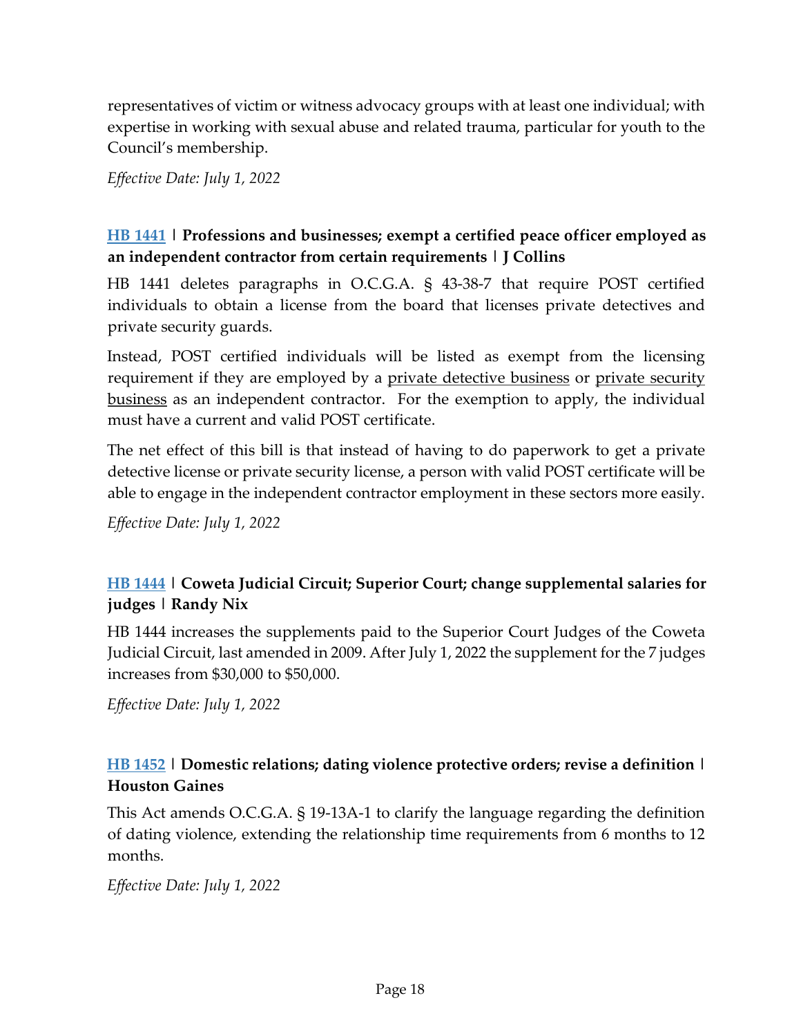representatives of victim or witness advocacy groups with at least one individual; with expertise in working with sexual abuse and related trauma, particular for youth to the Council's membership.

*Effective Date: July 1, 2022*

### HB 1441 | Professions and businesses; exempt a certified peace officer employed as an independent contractor from certain requirements | J Collins

HB 1441 deletes paragraphs in O.C.G.A. § 43-38-7 that require POST certified individuals to obtain a license from the board that licenses private detectives and private security guards.

Instead, POST certified individuals will be listed as exempt from the licensing requirement if they are employed by a private detective business or private security business as an independent contractor. For the exemption to apply, the individual must have a current and valid POST certificate.

The net effect of this bill is that instead of having to do paperwork to get a private detective license or private security license, a person with valid POST certificate will be able to engage in the independent contractor employment in these sectors more easily.

*Effective Date: July 1, 2022*

### HB 1444 | Coweta Judicial Circuit; Superior Court; change supplemental salaries for judges | Randy Nix

HB 1444 increases the supplements paid to the Superior Court Judges of the Coweta Judicial Circuit, last amended in 2009. After July 1, 2022 the supplement for the 7 judges increases from $30,000 to $50,000.

*Effective Date: July 1, 2022*

### HB 1452 | Domestic relations; dating violence protective orders; revise a definition | Houston Gaines

This Act amends O.C.G.A. § 19-13A-1 to clarify the language regarding the definition of dating violence, extending the relationship time requirements from 6 months to 12 months.

*Effective Date: July 1, 2022*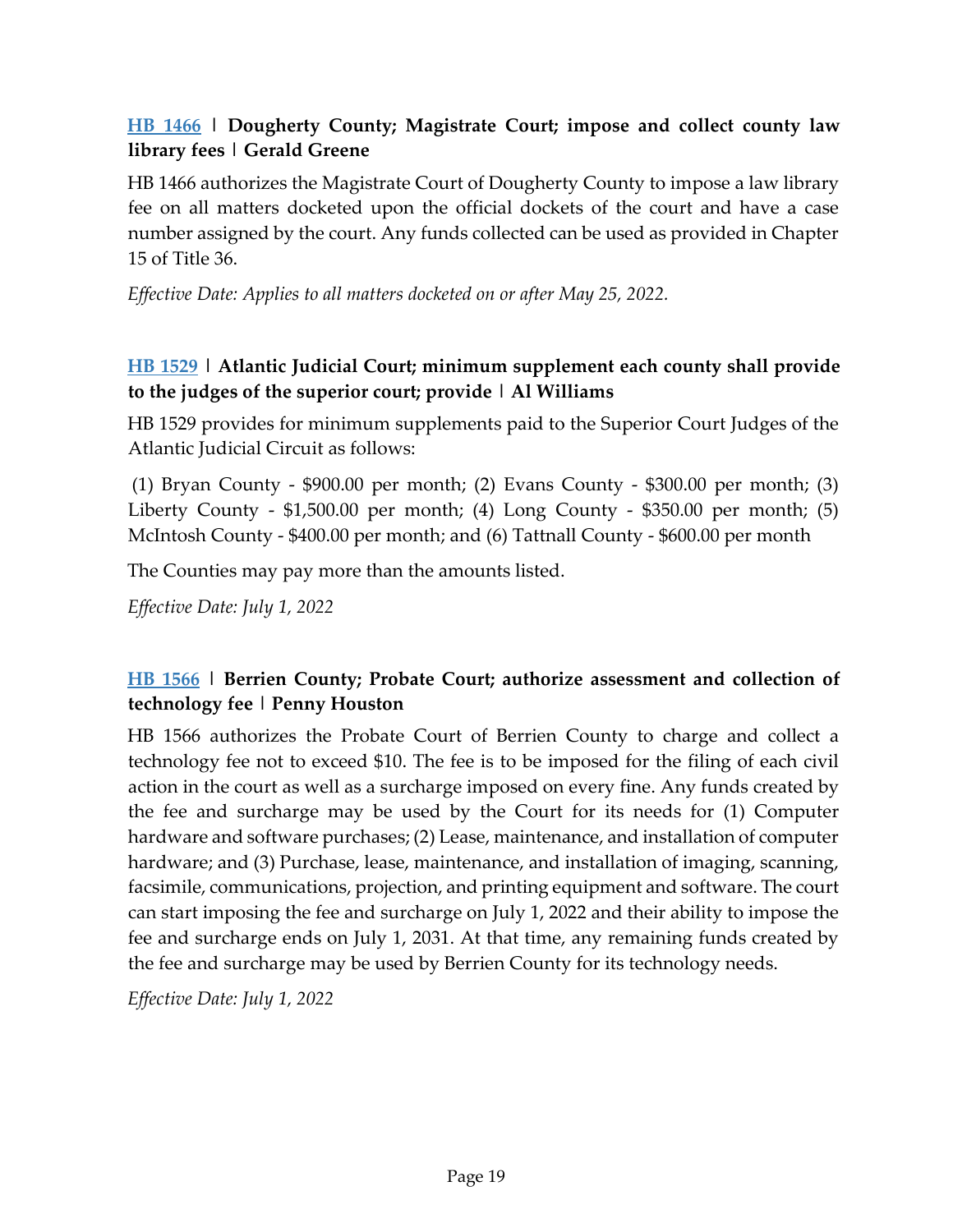### [HB 1466](#) | Dougherty County; Magistrate Court; impose and collect county law library fees | Gerald Greene

HB 1466 authorizes the Magistrate Court of Dougherty County to impose a law library fee on all matters docketed upon the official dockets of the court and have a case number assigned by the court. Any funds collected can be used as provided in Chapter 15 of Title 36.

*Effective Date: Applies to all matters docketed on or after May 25, 2022.*

### [HB 1529](#) | Atlantic Judicial Court; minimum supplement each county shall provide to the judges of the superior court; provide | Al Williams

HB 1529 provides for minimum supplements paid to the Superior Court Judges of the Atlantic Judicial Circuit as follows:

(1) Bryan County - $900.00 per month; (2) Evans County - $300.00 per month; (3) Liberty County - $1,500.00 per month; (4) Long County - $350.00 per month; (5) McIntosh County - $400.00 per month; and (6) Tattnall County - $600.00 per month

The Counties may pay more than the amounts listed.

*Effective Date: July 1, 2022*

### [HB 1566](#) | Berrien County; Probate Court; authorize assessment and collection of technology fee | Penny Houston

HB 1566 authorizes the Probate Court of Berrien County to charge and collect a technology fee not to exceed $10. The fee is to be imposed for the filing of each civil action in the court as well as a surcharge imposed on every fine. Any funds created by the fee and surcharge may be used by the Court for its needs for (1) Computer hardware and software purchases; (2) Lease, maintenance, and installation of computer hardware; and (3) Purchase, lease, maintenance, and installation of imaging, scanning, facsimile, communications, projection, and printing equipment and software. The court can start imposing the fee and surcharge on July 1, 2022 and their ability to impose the fee and surcharge ends on July 1, 2031. At that time, any remaining funds created by the fee and surcharge may be used by Berrien County for its technology needs.

*Effective Date: July 1, 2022*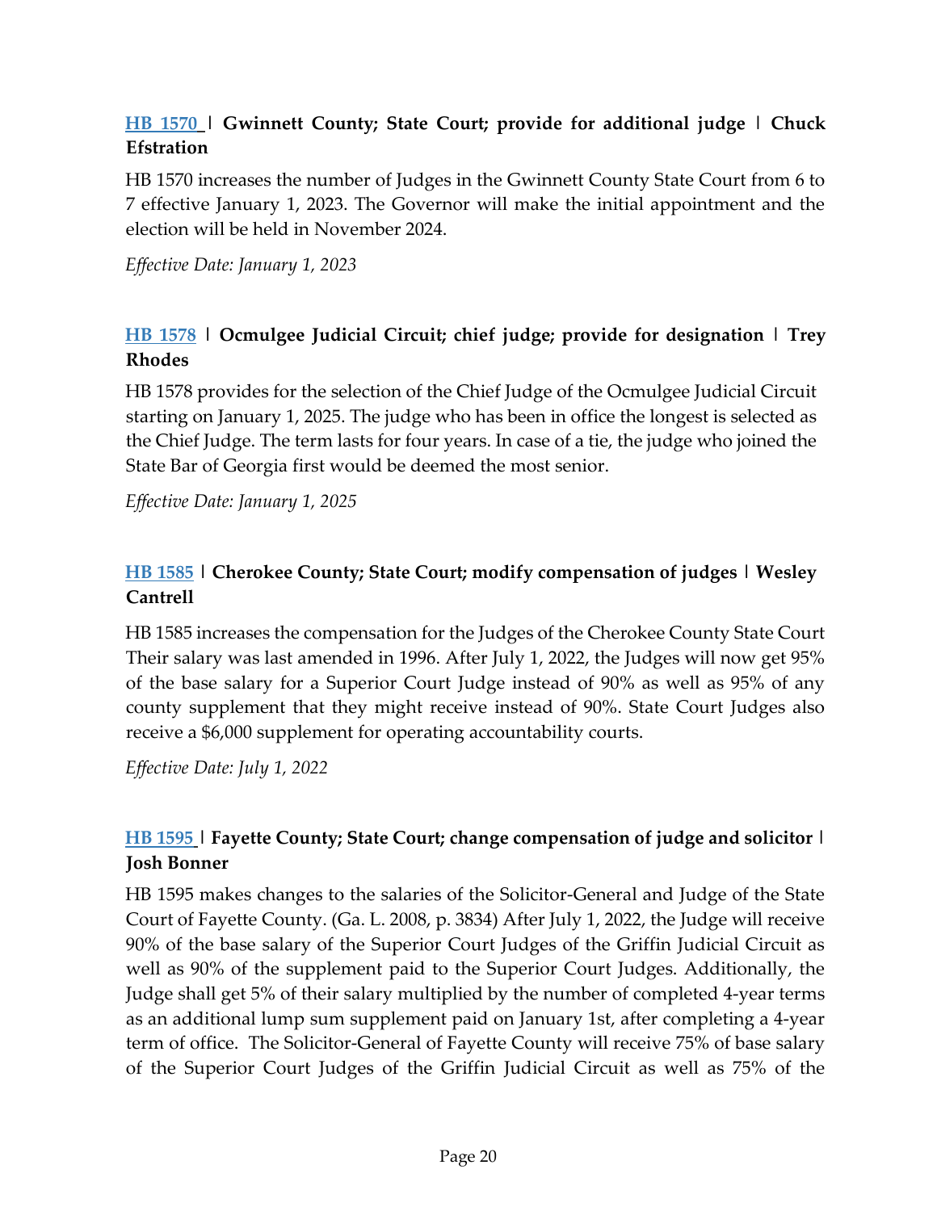### [HB 1570](#) | Gwinnett County; State Court; provide for additional judge | Chuck Efstration

HB 1570 increases the number of Judges in the Gwinnett County State Court from 6 to 7 effective January 1, 2023. The Governor will make the initial appointment and the election will be held in November 2024.

*Effective Date: January 1, 2023*

### [HB 1578](#) | Ocmulgee Judicial Circuit; chief judge; provide for designation | Trey Rhodes

HB 1578 provides for the selection of the Chief Judge of the Ocmulgee Judicial Circuit starting on January 1, 2025. The judge who has been in office the longest is selected as the Chief Judge. The term lasts for four years. In case of a tie, the judge who joined the State Bar of Georgia first would be deemed the most senior.

*Effective Date: January 1, 2025*

### [HB 1585](#) | Cherokee County; State Court; modify compensation of judges | Wesley Cantrell

HB 1585 increases the compensation for the Judges of the Cherokee County State Court Their salary was last amended in 1996. After July 1, 2022, the Judges will now get 95% of the base salary for a Superior Court Judge instead of 90% as well as 95% of any county supplement that they might receive instead of 90%. State Court Judges also receive a $6,000 supplement for operating accountability courts.

*Effective Date: July 1, 2022*

### [HB 1595](#) | Fayette County; State Court; change compensation of judge and solicitor | Josh Bonner

HB 1595 makes changes to the salaries of the Solicitor-General and Judge of the State Court of Fayette County. (Ga. L. 2008, p. 3834) After July 1, 2022, the Judge will receive 90% of the base salary of the Superior Court Judges of the Griffin Judicial Circuit as well as 90% of the supplement paid to the Superior Court Judges. Additionally, the Judge shall get 5% of their salary multiplied by the number of completed 4-year terms as an additional lump sum supplement paid on January 1st, after completing a 4-year term of office. The Solicitor-General of Fayette County will receive 75% of base salary of the Superior Court Judges of the Griffin Judicial Circuit as well as 75% of the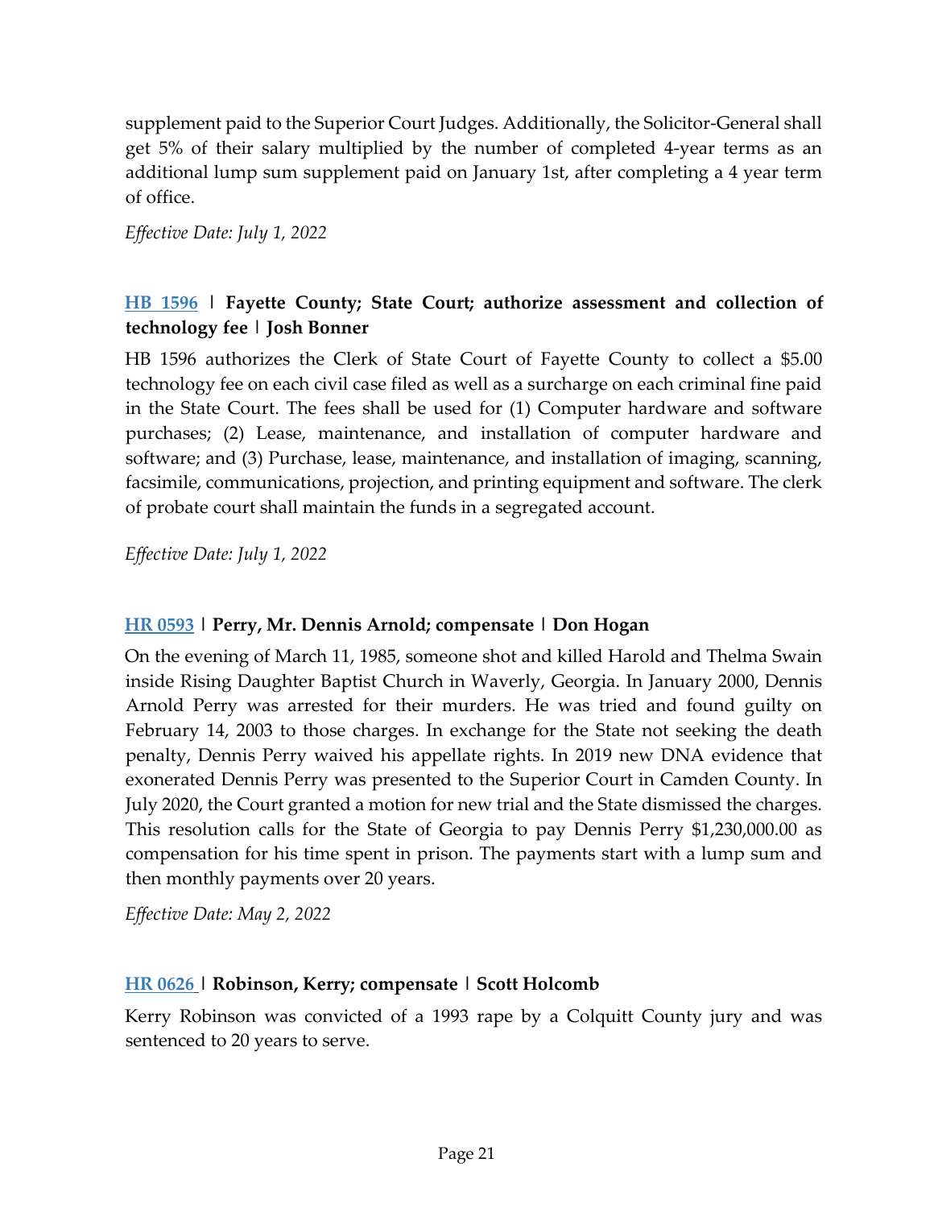supplement paid to the Superior Court Judges. Additionally, the Solicitor-General shall get 5% of their salary multiplied by the number of completed 4-year terms as an additional lump sum supplement paid on January 1st, after completing a 4 year term of office.

*Effective Date: July 1, 2022*

### HB 1596 | Fayette County; State Court; authorize assessment and collection of technology fee | Josh Bonner

HB 1596 authorizes the Clerk of State Court of Fayette County to collect a $5.00 technology fee on each civil case filed as well as a surcharge on each criminal fine paid in the State Court. The fees shall be used for (1) Computer hardware and software purchases; (2) Lease, maintenance, and installation of computer hardware and software; and (3) Purchase, lease, maintenance, and installation of imaging, scanning, facsimile, communications, projection, and printing equipment and software. The clerk of probate court shall maintain the funds in a segregated account.

*Effective Date: July 1, 2022*

### HR 0593 | Perry, Mr. Dennis Arnold; compensate | Don Hogan

On the evening of March 11, 1985, someone shot and killed Harold and Thelma Swain inside Rising Daughter Baptist Church in Waverly, Georgia. In January 2000, Dennis Arnold Perry was arrested for their murders. He was tried and found guilty on February 14, 2003 to those charges. In exchange for the State not seeking the death penalty, Dennis Perry waived his appellate rights. In 2019 new DNA evidence that exonerated Dennis Perry was presented to the Superior Court in Camden County. In July 2020, the Court granted a motion for new trial and the State dismissed the charges. This resolution calls for the State of Georgia to pay Dennis Perry $1,230,000.00 as compensation for his time spent in prison. The payments start with a lump sum and then monthly payments over 20 years.

*Effective Date: May 2, 2022*

### HR 0626 | Robinson, Kerry; compensate | Scott Holcomb

Kerry Robinson was convicted of a 1993 rape by a Colquitt County jury and was sentenced to 20 years to serve.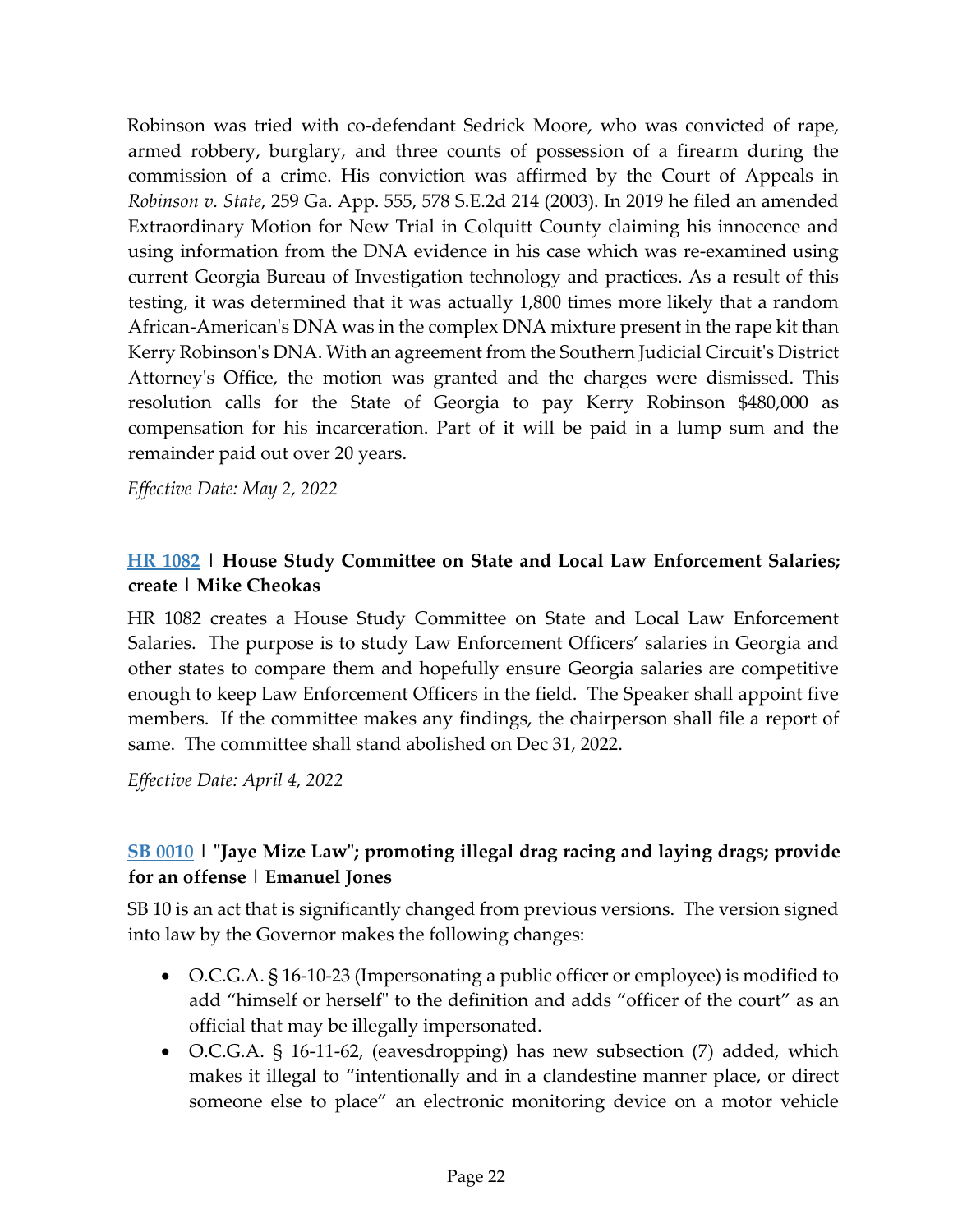Robinson was tried with co-defendant Sedrick Moore, who was convicted of rape, armed robbery, burglary, and three counts of possession of a firearm during the commission of a crime. His conviction was affirmed by the Court of Appeals in *Robinson v. State*, 259 Ga. App. 555, 578 S.E.2d 214 (2003). In 2019 he filed an amended Extraordinary Motion for New Trial in Colquitt County claiming his innocence and using information from the DNA evidence in his case which was re-examined using current Georgia Bureau of Investigation technology and practices. As a result of this testing, it was determined that it was actually 1,800 times more likely that a random African-American's DNA was in the complex DNA mixture present in the rape kit than Kerry Robinson's DNA. With an agreement from the Southern Judicial Circuit's District Attorney's Office, the motion was granted and the charges were dismissed. This resolution calls for the State of Georgia to pay Kerry Robinson $480,000 as compensation for his incarceration. Part of it will be paid in a lump sum and the remainder paid out over 20 years.

*Effective Date: May 2, 2022*

### HR 1082 | House Study Committee on State and Local Law Enforcement Salaries; create | Mike Cheokas

HR 1082 creates a House Study Committee on State and Local Law Enforcement Salaries. The purpose is to study Law Enforcement Officers' salaries in Georgia and other states to compare them and hopefully ensure Georgia salaries are competitive enough to keep Law Enforcement Officers in the field. The Speaker shall appoint five members. If the committee makes any findings, the chairperson shall file a report of same. The committee shall stand abolished on Dec 31, 2022.

*Effective Date: April 4, 2022*

### SB 0010 | "Jaye Mize Law"; promoting illegal drag racing and laying drags; provide for an offense | Emanuel Jones

SB 10 is an act that is significantly changed from previous versions. The version signed into law by the Governor makes the following changes:

- O.C.G.A. § 16-10-23 (Impersonating a public officer or employee) is modified to add "himself <u>or herself</u>" to the definition and adds "officer of the court" as an official that may be illegally impersonated.
- O.C.G.A. § 16-11-62, (eavesdropping) has new subsection (7) added, which makes it illegal to "intentionally and in a clandestine manner place, or direct someone else to place" an electronic monitoring device on a motor vehicle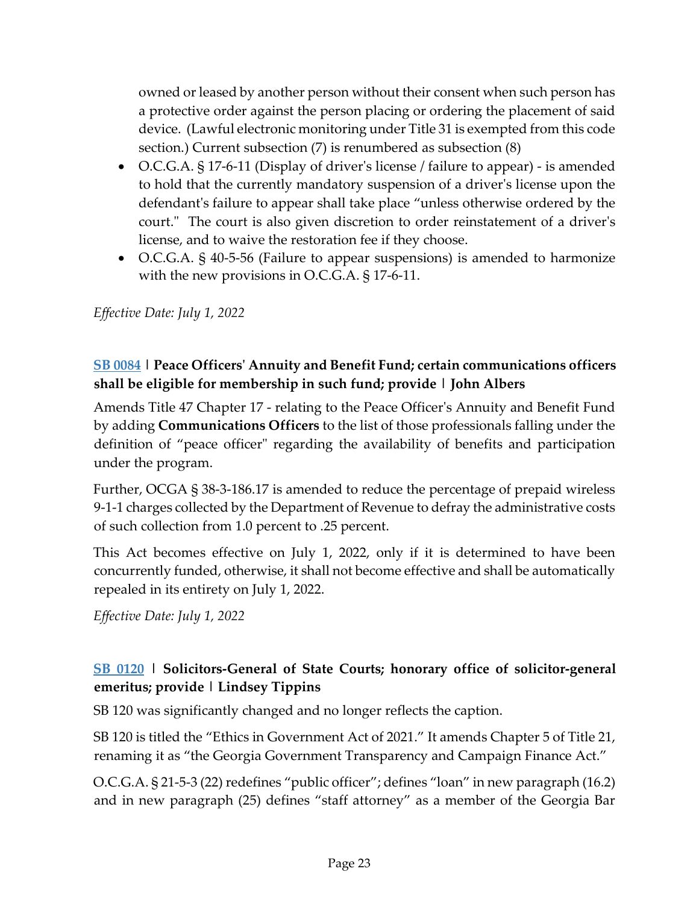owned or leased by another person without their consent when such person has a protective order against the person placing or ordering the placement of said device. (Lawful electronic monitoring under Title 31 is exempted from this code section.) Current subsection (7) is renumbered as subsection (8)

- O.C.G.A. § 17-6-11 (Display of driver's license / failure to appear) - is amended to hold that the currently mandatory suspension of a driver's license upon the defendant's failure to appear shall take place "unless otherwise ordered by the court." The court is also given discretion to order reinstatement of a driver's license, and to waive the restoration fee if they choose.
- O.C.G.A. § 40-5-56 (Failure to appear suspensions) is amended to harmonize with the new provisions in O.C.G.A. § 17-6-11.

*Effective Date: July 1, 2022*

### SB 0084 | Peace Officers' Annuity and Benefit Fund; certain communications officers shall be eligible for membership in such fund; provide | John Albers

Amends Title 47 Chapter 17 - relating to the Peace Officer's Annuity and Benefit Fund by adding **Communications Officers** to the list of those professionals falling under the definition of "peace officer" regarding the availability of benefits and participation under the program.

Further, OCGA § 38-3-186.17 is amended to reduce the percentage of prepaid wireless 9-1-1 charges collected by the Department of Revenue to defray the administrative costs of such collection from 1.0 percent to .25 percent.

This Act becomes effective on July 1, 2022, only if it is determined to have been concurrently funded, otherwise, it shall not become effective and shall be automatically repealed in its entirety on July 1, 2022.

*Effective Date: July 1, 2022*

### SB 0120 | Solicitors-General of State Courts; honorary office of solicitor-general emeritus; provide | Lindsey Tippins

SB 120 was significantly changed and no longer reflects the caption.

SB 120 is titled the "Ethics in Government Act of 2021." It amends Chapter 5 of Title 21, renaming it as "the Georgia Government Transparency and Campaign Finance Act."

O.C.G.A. § 21-5-3 (22) redefines "public officer"; defines "loan" in new paragraph (16.2) and in new paragraph (25) defines "staff attorney" as a member of the Georgia Bar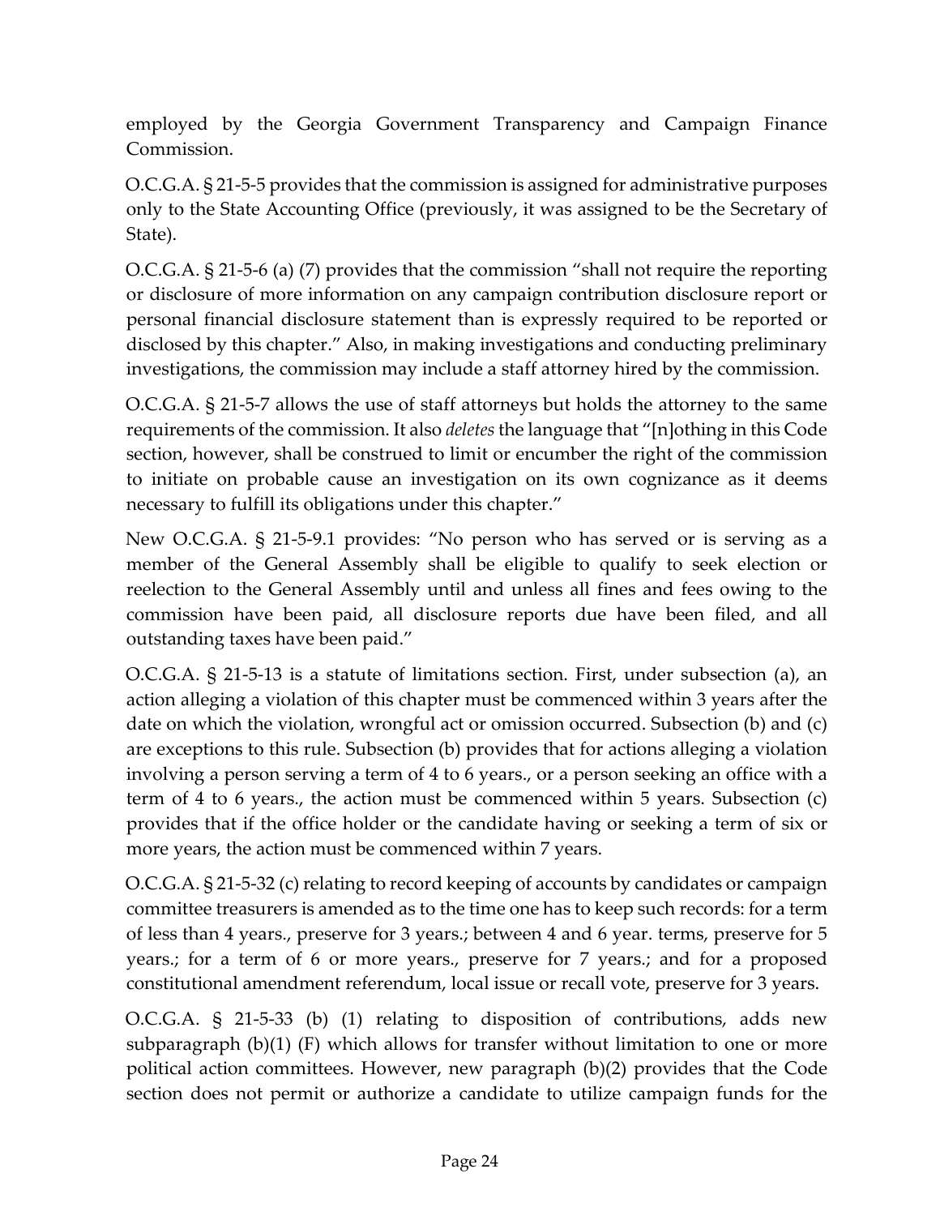employed by the Georgia Government Transparency and Campaign Finance Commission.

O.C.G.A. § 21-5-5 provides that the commission is assigned for administrative purposes only to the State Accounting Office (previously, it was assigned to be the Secretary of State).

O.C.G.A. § 21-5-6 (a) (7) provides that the commission "shall not require the reporting or disclosure of more information on any campaign contribution disclosure report or personal financial disclosure statement than is expressly required to be reported or disclosed by this chapter." Also, in making investigations and conducting preliminary investigations, the commission may include a staff attorney hired by the commission.

O.C.G.A. § 21-5-7 allows the use of staff attorneys but holds the attorney to the same requirements of the commission. It also *deletes* the language that "[n]othing in this Code section, however, shall be construed to limit or encumber the right of the commission to initiate on probable cause an investigation on its own cognizance as it deems necessary to fulfill its obligations under this chapter."

New O.C.G.A. § 21-5-9.1 provides: "No person who has served or is serving as a member of the General Assembly shall be eligible to qualify to seek election or reelection to the General Assembly until and unless all fines and fees owing to the commission have been paid, all disclosure reports due have been filed, and all outstanding taxes have been paid."

O.C.G.A. § 21-5-13 is a statute of limitations section. First, under subsection (a), an action alleging a violation of this chapter must be commenced within 3 years after the date on which the violation, wrongful act or omission occurred. Subsection (b) and (c) are exceptions to this rule. Subsection (b) provides that for actions alleging a violation involving a person serving a term of 4 to 6 years., or a person seeking an office with a term of 4 to 6 years., the action must be commenced within 5 years. Subsection (c) provides that if the office holder or the candidate having or seeking a term of six or more years, the action must be commenced within 7 years.

O.C.G.A. § 21-5-32 (c) relating to record keeping of accounts by candidates or campaign committee treasurers is amended as to the time one has to keep such records: for a term of less than 4 years., preserve for 3 years.; between 4 and 6 year. terms, preserve for 5 years.; for a term of 6 or more years., preserve for 7 years.; and for a proposed constitutional amendment referendum, local issue or recall vote, preserve for 3 years.

O.C.G.A. § 21-5-33 (b) (1) relating to disposition of contributions, adds new subparagraph (b)(1) (F) which allows for transfer without limitation to one or more political action committees. However, new paragraph (b)(2) provides that the Code section does not permit or authorize a candidate to utilize campaign funds for the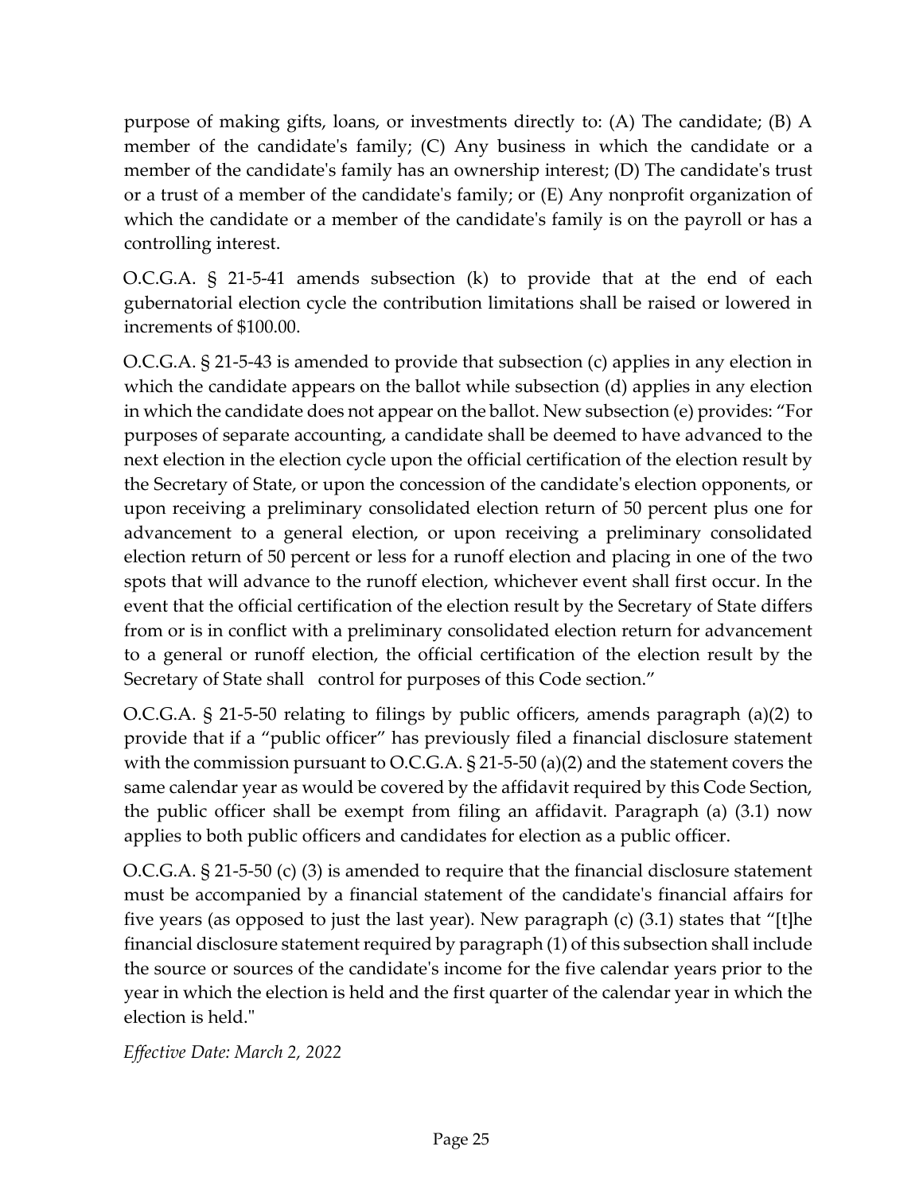purpose of making gifts, loans, or investments directly to: (A) The candidate; (B) A member of the candidate's family; (C) Any business in which the candidate or a member of the candidate's family has an ownership interest; (D) The candidate's trust or a trust of a member of the candidate's family; or (E) Any nonprofit organization of which the candidate or a member of the candidate's family is on the payroll or has a controlling interest.

O.C.G.A. § 21-5-41 amends subsection (k) to provide that at the end of each gubernatorial election cycle the contribution limitations shall be raised or lowered in increments of $100.00.

O.C.G.A. § 21-5-43 is amended to provide that subsection (c) applies in any election in which the candidate appears on the ballot while subsection (d) applies in any election in which the candidate does not appear on the ballot. New subsection (e) provides: "For purposes of separate accounting, a candidate shall be deemed to have advanced to the next election in the election cycle upon the official certification of the election result by the Secretary of State, or upon the concession of the candidate's election opponents, or upon receiving a preliminary consolidated election return of 50 percent plus one for advancement to a general election, or upon receiving a preliminary consolidated election return of 50 percent or less for a runoff election and placing in one of the two spots that will advance to the runoff election, whichever event shall first occur. In the event that the official certification of the election result by the Secretary of State differs from or is in conflict with a preliminary consolidated election return for advancement to a general or runoff election, the official certification of the election result by the Secretary of State shall control for purposes of this Code section."

O.C.G.A. § 21-5-50 relating to filings by public officers, amends paragraph (a)(2) to provide that if a "public officer" has previously filed a financial disclosure statement with the commission pursuant to O.C.G.A. § 21-5-50 (a)(2) and the statement covers the same calendar year as would be covered by the affidavit required by this Code Section, the public officer shall be exempt from filing an affidavit. Paragraph (a) (3.1) now applies to both public officers and candidates for election as a public officer.

O.C.G.A. § 21-5-50 (c) (3) is amended to require that the financial disclosure statement must be accompanied by a financial statement of the candidate's financial affairs for five years (as opposed to just the last year). New paragraph (c) (3.1) states that "[t]he financial disclosure statement required by paragraph (1) of this subsection shall include the source or sources of the candidate's income for the five calendar years prior to the year in which the election is held and the first quarter of the calendar year in which the election is held."

*Effective Date: March 2, 2022*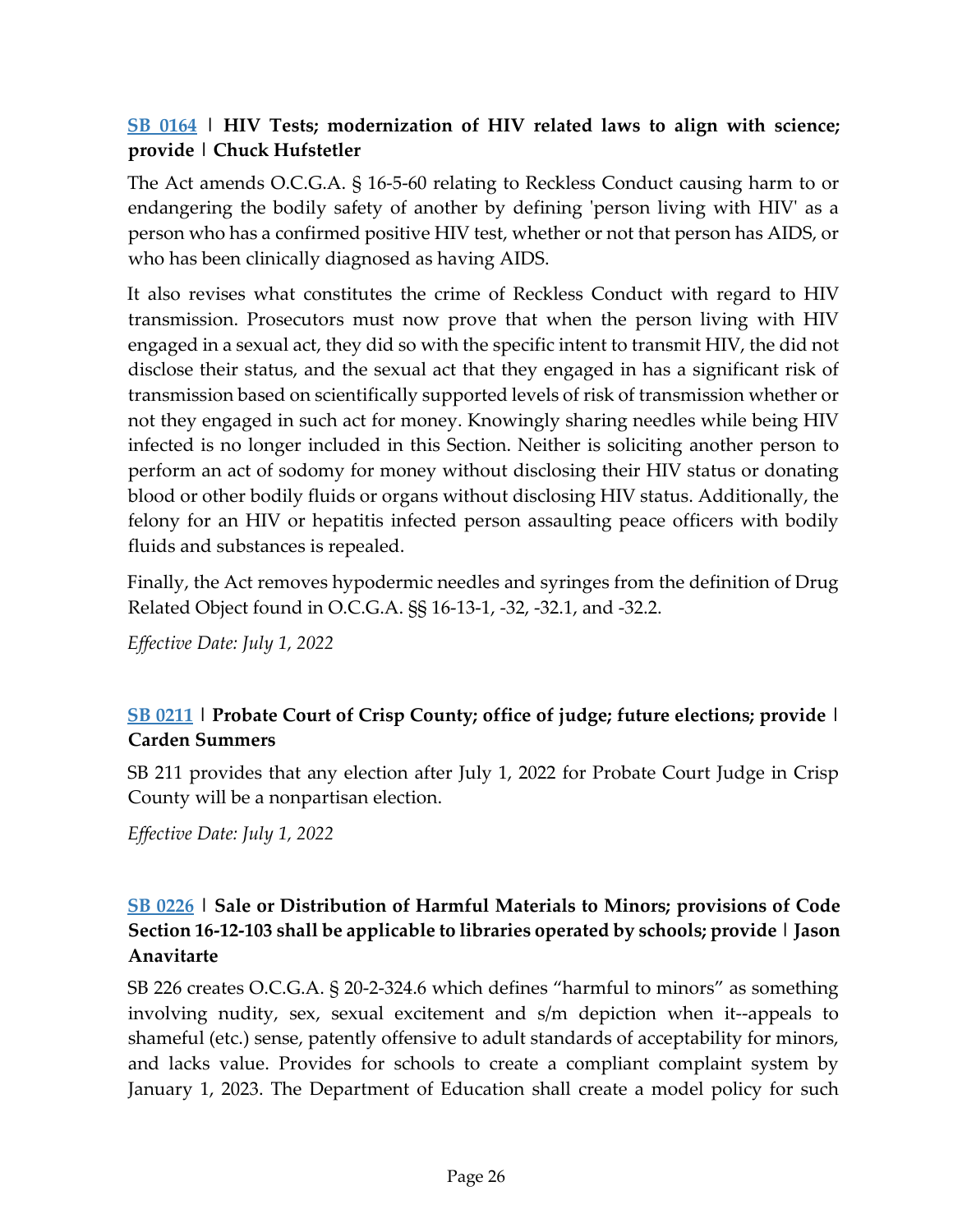**SB 0164 | HIV Tests; modernization of HIV related laws to align with science; provide | Chuck Hufstetler**

The Act amends O.C.G.A. § 16-5-60 relating to Reckless Conduct causing harm to or endangering the bodily safety of another by defining 'person living with HIV' as a person who has a confirmed positive HIV test, whether or not that person has AIDS, or who has been clinically diagnosed as having AIDS.

It also revises what constitutes the crime of Reckless Conduct with regard to HIV transmission. Prosecutors must now prove that when the person living with HIV engaged in a sexual act, they did so with the specific intent to transmit HIV, the did not disclose their status, and the sexual act that they engaged in has a significant risk of transmission based on scientifically supported levels of risk of transmission whether or not they engaged in such act for money. Knowingly sharing needles while being HIV infected is no longer included in this Section. Neither is soliciting another person to perform an act of sodomy for money without disclosing their HIV status or donating blood or other bodily fluids or organs without disclosing HIV status. Additionally, the felony for an HIV or hepatitis infected person assaulting peace officers with bodily fluids and substances is repealed.

Finally, the Act removes hypodermic needles and syringes from the definition of Drug Related Object found in O.C.G.A. §§ 16-13-1, -32, -32.1, and -32.2.

*Effective Date: July 1, 2022*

**SB 0211 | Probate Court of Crisp County; office of judge; future elections; provide | Carden Summers**

SB 211 provides that any election after July 1, 2022 for Probate Court Judge in Crisp County will be a nonpartisan election.

*Effective Date: July 1, 2022*

**SB 0226 | Sale or Distribution of Harmful Materials to Minors; provisions of Code Section 16-12-103 shall be applicable to libraries operated by schools; provide | Jason Anavitarte**

SB 226 creates O.C.G.A. § 20-2-324.6 which defines "harmful to minors" as something involving nudity, sex, sexual excitement and s/m depiction when it--appeals to shameful (etc.) sense, patently offensive to adult standards of acceptability for minors, and lacks value. Provides for schools to create a compliant complaint system by January 1, 2023. The Department of Education shall create a model policy for such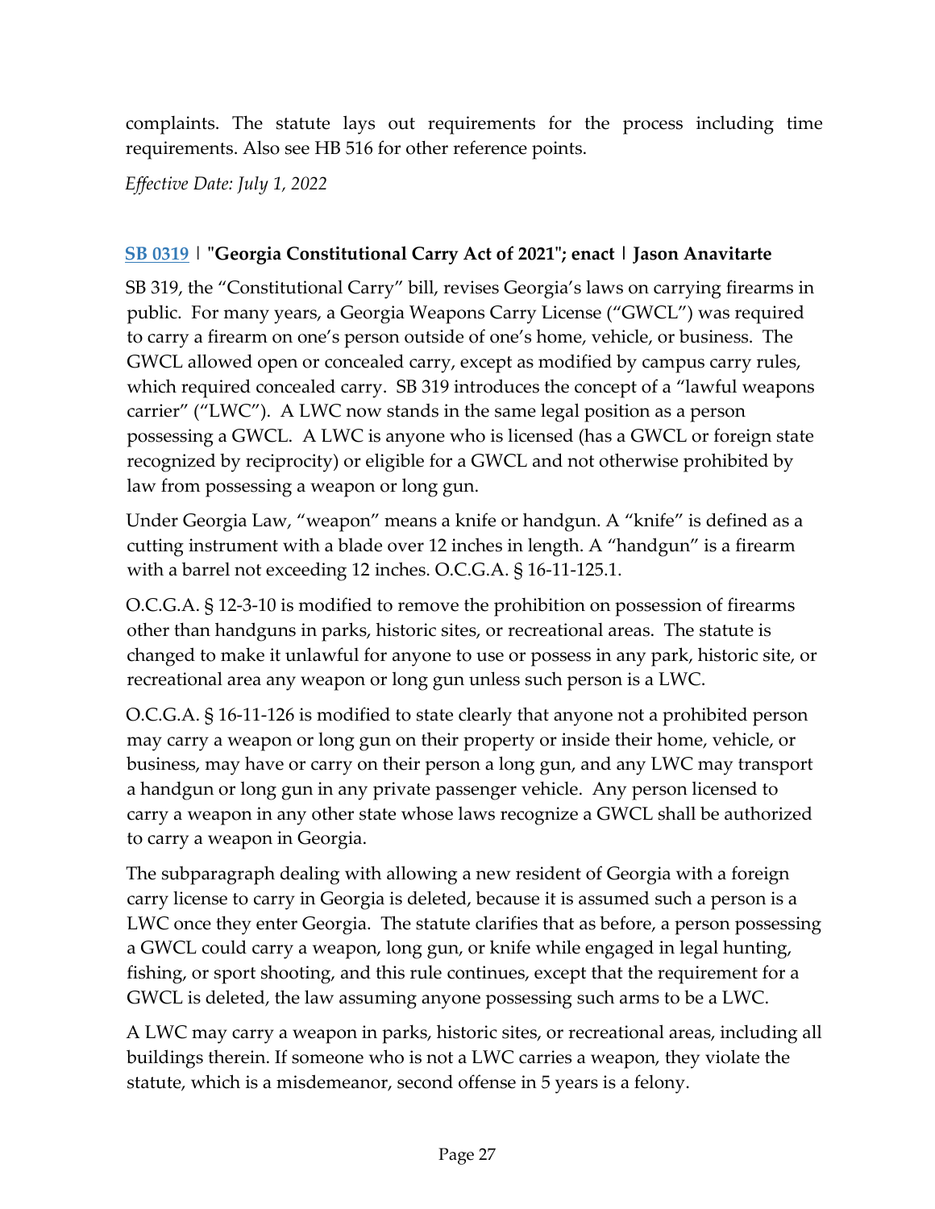complaints. The statute lays out requirements for the process including time requirements. Also see HB 516 for other reference points.

*Effective Date: July 1, 2022*

### [SB 0319](#) | "Georgia Constitutional Carry Act of 2021"; enact | Jason Anavitarte

SB 319, the "Constitutional Carry" bill, revises Georgia's laws on carrying firearms in public. For many years, a Georgia Weapons Carry License ("GWCL") was required to carry a firearm on one's person outside of one's home, vehicle, or business. The GWCL allowed open or concealed carry, except as modified by campus carry rules, which required concealed carry. SB 319 introduces the concept of a "lawful weapons carrier" ("LWC"). A LWC now stands in the same legal position as a person possessing a GWCL. A LWC is anyone who is licensed (has a GWCL or foreign state recognized by reciprocity) or eligible for a GWCL and not otherwise prohibited by law from possessing a weapon or long gun.

Under Georgia Law, "weapon" means a knife or handgun. A "knife" is defined as a cutting instrument with a blade over 12 inches in length. A "handgun" is a firearm with a barrel not exceeding 12 inches. O.C.G.A. § 16-11-125.1.

O.C.G.A. § 12-3-10 is modified to remove the prohibition on possession of firearms other than handguns in parks, historic sites, or recreational areas. The statute is changed to make it unlawful for anyone to use or possess in any park, historic site, or recreational area any weapon or long gun unless such person is a LWC.

O.C.G.A. § 16-11-126 is modified to state clearly that anyone not a prohibited person may carry a weapon or long gun on their property or inside their home, vehicle, or business, may have or carry on their person a long gun, and any LWC may transport a handgun or long gun in any private passenger vehicle. Any person licensed to carry a weapon in any other state whose laws recognize a GWCL shall be authorized to carry a weapon in Georgia.

The subparagraph dealing with allowing a new resident of Georgia with a foreign carry license to carry in Georgia is deleted, because it is assumed such a person is a LWC once they enter Georgia. The statute clarifies that as before, a person possessing a GWCL could carry a weapon, long gun, or knife while engaged in legal hunting, fishing, or sport shooting, and this rule continues, except that the requirement for a GWCL is deleted, the law assuming anyone possessing such arms to be a LWC.

A LWC may carry a weapon in parks, historic sites, or recreational areas, including all buildings therein. If someone who is not a LWC carries a weapon, they violate the statute, which is a misdemeanor, second offense in 5 years is a felony.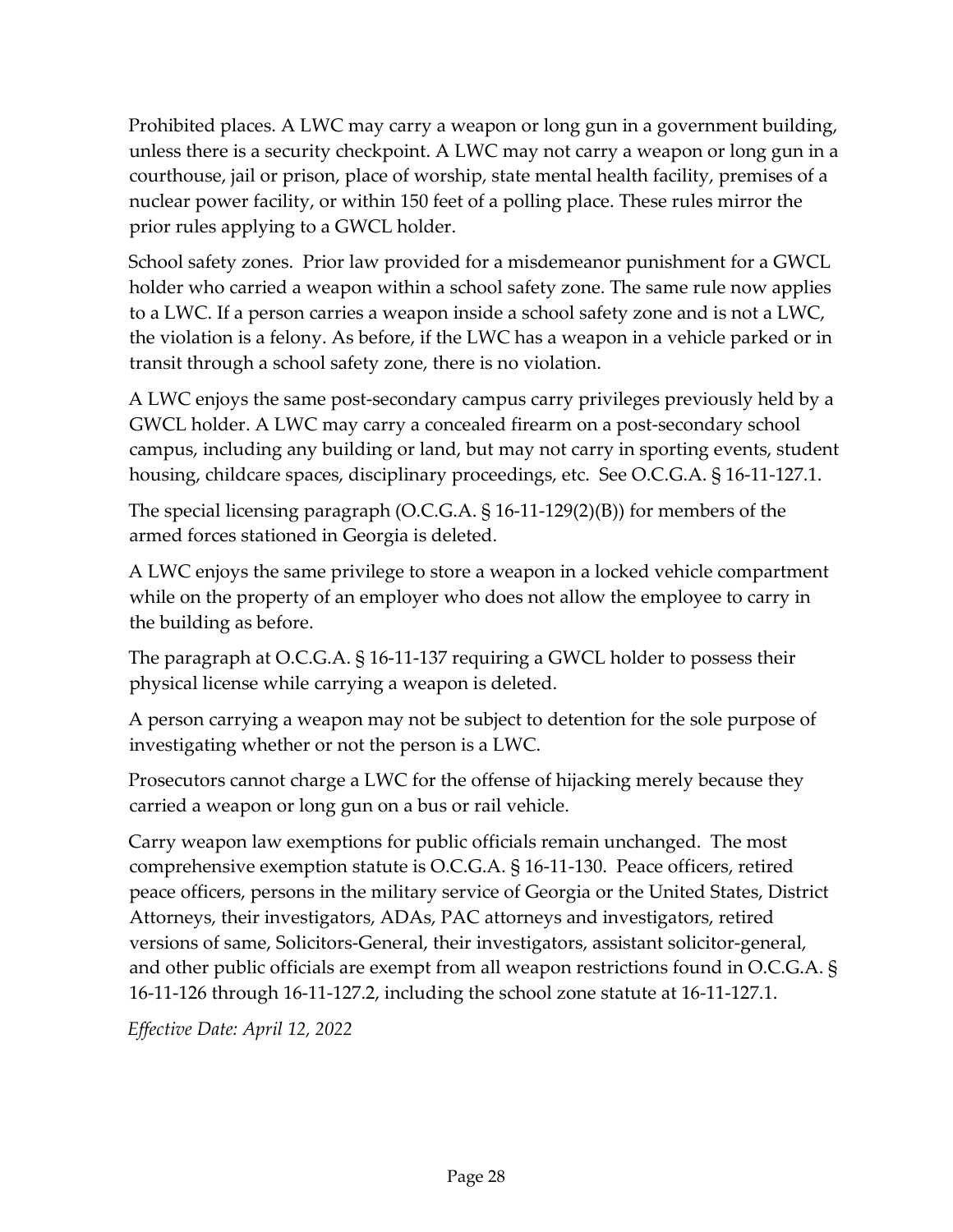Prohibited places. A LWC may carry a weapon or long gun in a government building, unless there is a security checkpoint. A LWC may not carry a weapon or long gun in a courthouse, jail or prison, place of worship, state mental health facility, premises of a nuclear power facility, or within 150 feet of a polling place. These rules mirror the prior rules applying to a GWCL holder.

School safety zones. Prior law provided for a misdemeanor punishment for a GWCL holder who carried a weapon within a school safety zone. The same rule now applies to a LWC. If a person carries a weapon inside a school safety zone and is not a LWC, the violation is a felony. As before, if the LWC has a weapon in a vehicle parked or in transit through a school safety zone, there is no violation.

A LWC enjoys the same post-secondary campus carry privileges previously held by a GWCL holder. A LWC may carry a concealed firearm on a post-secondary school campus, including any building or land, but may not carry in sporting events, student housing, childcare spaces, disciplinary proceedings, etc. See O.C.G.A. § 16-11-127.1.

The special licensing paragraph (O.C.G.A. § 16-11-129(2)(B)) for members of the armed forces stationed in Georgia is deleted.

A LWC enjoys the same privilege to store a weapon in a locked vehicle compartment while on the property of an employer who does not allow the employee to carry in the building as before.

The paragraph at O.C.G.A. § 16-11-137 requiring a GWCL holder to possess their physical license while carrying a weapon is deleted.

A person carrying a weapon may not be subject to detention for the sole purpose of investigating whether or not the person is a LWC.

Prosecutors cannot charge a LWC for the offense of hijacking merely because they carried a weapon or long gun on a bus or rail vehicle.

Carry weapon law exemptions for public officials remain unchanged. The most comprehensive exemption statute is O.C.G.A. § 16-11-130. Peace officers, retired peace officers, persons in the military service of Georgia or the United States, District Attorneys, their investigators, ADAs, PAC attorneys and investigators, retired versions of same, Solicitors-General, their investigators, assistant solicitor-general, and other public officials are exempt from all weapon restrictions found in O.C.G.A. § 16-11-126 through 16-11-127.2, including the school zone statute at 16-11-127.1.

*Effective Date: April 12, 2022*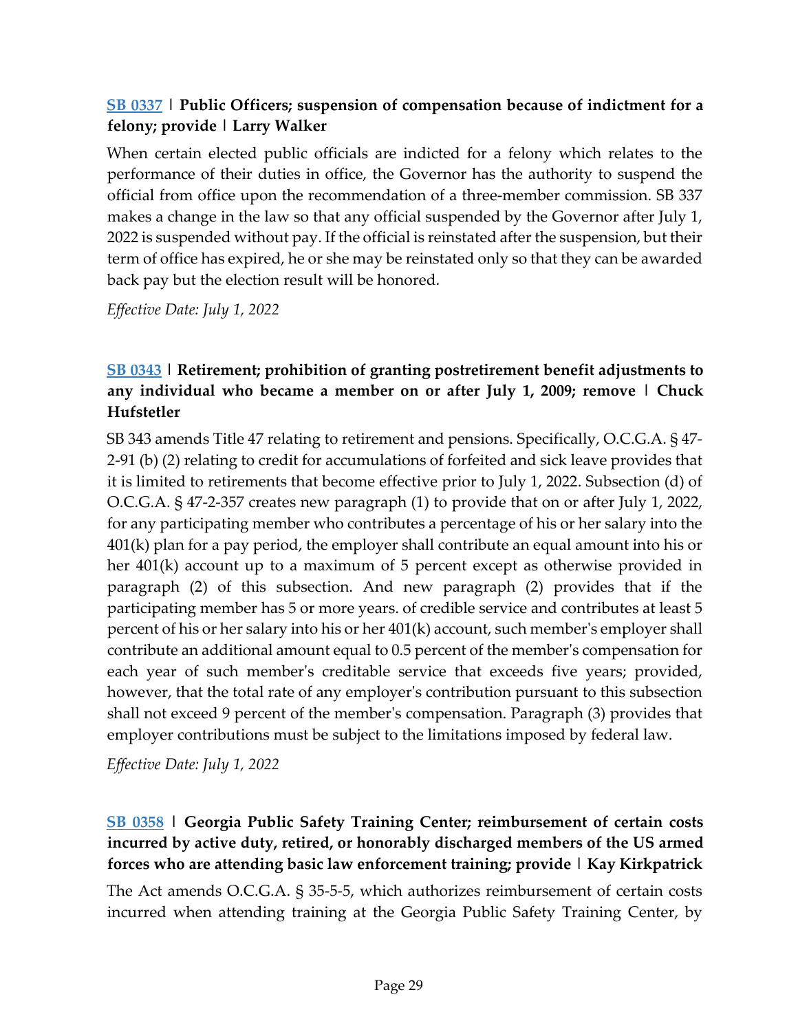### [SB 0337](#) | Public Officers; suspension of compensation because of indictment for a felony; provide | Larry Walker

When certain elected public officials are indicted for a felony which relates to the performance of their duties in office, the Governor has the authority to suspend the official from office upon the recommendation of a three-member commission. SB 337 makes a change in the law so that any official suspended by the Governor after July 1, 2022 is suspended without pay. If the official is reinstated after the suspension, but their term of office has expired, he or she may be reinstated only so that they can be awarded back pay but the election result will be honored.

*Effective Date: July 1, 2022*

### [SB 0343](#) | Retirement; prohibition of granting postretirement benefit adjustments to any individual who became a member on or after July 1, 2009; remove | Chuck Hufstetler

SB 343 amends Title 47 relating to retirement and pensions. Specifically, O.C.G.A. § 47-2-91 (b) (2) relating to credit for accumulations of forfeited and sick leave provides that it is limited to retirements that become effective prior to July 1, 2022. Subsection (d) of O.C.G.A. § 47-2-357 creates new paragraph (1) to provide that on or after July 1, 2022, for any participating member who contributes a percentage of his or her salary into the 401(k) plan for a pay period, the employer shall contribute an equal amount into his or her 401(k) account up to a maximum of 5 percent except as otherwise provided in paragraph (2) of this subsection. And new paragraph (2) provides that if the participating member has 5 or more years. of credible service and contributes at least 5 percent of his or her salary into his or her 401(k) account, such member's employer shall contribute an additional amount equal to 0.5 percent of the member's compensation for each year of such member's creditable service that exceeds five years; provided, however, that the total rate of any employer's contribution pursuant to this subsection shall not exceed 9 percent of the member's compensation. Paragraph (3) provides that employer contributions must be subject to the limitations imposed by federal law.

*Effective Date: July 1, 2022*

### [SB 0358](#) | Georgia Public Safety Training Center; reimbursement of certain costs incurred by active duty, retired, or honorably discharged members of the US armed forces who are attending basic law enforcement training; provide | Kay Kirkpatrick

The Act amends O.C.G.A. § 35-5-5, which authorizes reimbursement of certain costs incurred when attending training at the Georgia Public Safety Training Center, by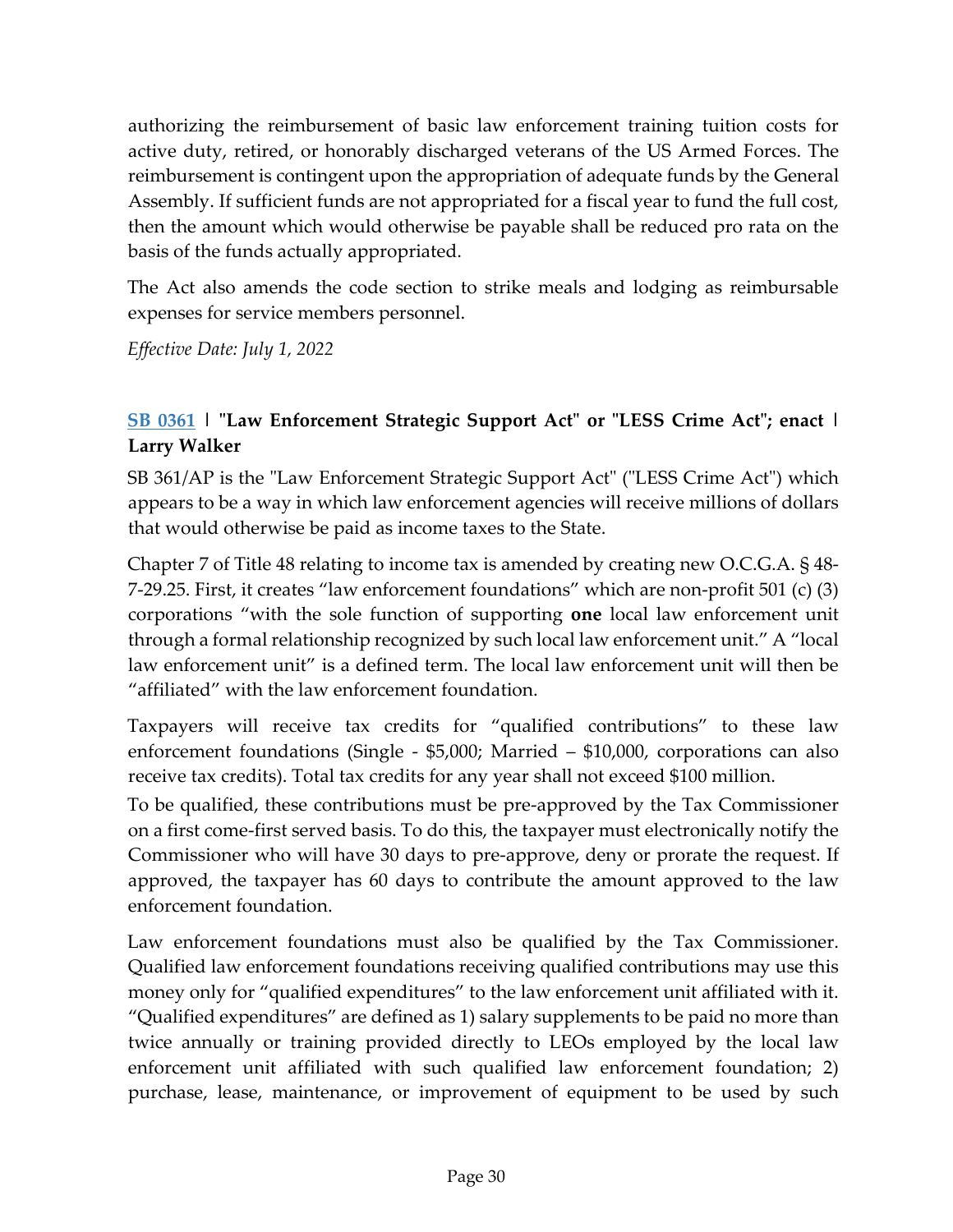authorizing the reimbursement of basic law enforcement training tuition costs for active duty, retired, or honorably discharged veterans of the US Armed Forces. The reimbursement is contingent upon the appropriation of adequate funds by the General Assembly. If sufficient funds are not appropriated for a fiscal year to fund the full cost, then the amount which would otherwise be payable shall be reduced pro rata on the basis of the funds actually appropriated.

The Act also amends the code section to strike meals and lodging as reimbursable expenses for service members personnel.

*Effective Date: July 1, 2022*

### SB 0361 | "Law Enforcement Strategic Support Act" or "LESS Crime Act"; enact | Larry Walker

SB 361/AP is the "Law Enforcement Strategic Support Act" ("LESS Crime Act") which appears to be a way in which law enforcement agencies will receive millions of dollars that would otherwise be paid as income taxes to the State.

Chapter 7 of Title 48 relating to income tax is amended by creating new O.C.G.A. § 48-7-29.25. First, it creates "law enforcement foundations" which are non-profit 501 (c) (3) corporations "with the sole function of supporting **one** local law enforcement unit through a formal relationship recognized by such local law enforcement unit." A "local law enforcement unit" is a defined term. The local law enforcement unit will then be "affiliated" with the law enforcement foundation.

Taxpayers will receive tax credits for "qualified contributions" to these law enforcement foundations (Single - $5,000; Married – $10,000, corporations can also receive tax credits). Total tax credits for any year shall not exceed $100 million.

To be qualified, these contributions must be pre-approved by the Tax Commissioner on a first come-first served basis. To do this, the taxpayer must electronically notify the Commissioner who will have 30 days to pre-approve, deny or prorate the request. If approved, the taxpayer has 60 days to contribute the amount approved to the law enforcement foundation.

Law enforcement foundations must also be qualified by the Tax Commissioner. Qualified law enforcement foundations receiving qualified contributions may use this money only for "qualified expenditures" to the law enforcement unit affiliated with it. "Qualified expenditures" are defined as 1) salary supplements to be paid no more than twice annually or training provided directly to LEOs employed by the local law enforcement unit affiliated with such qualified law enforcement foundation; 2) purchase, lease, maintenance, or improvement of equipment to be used by such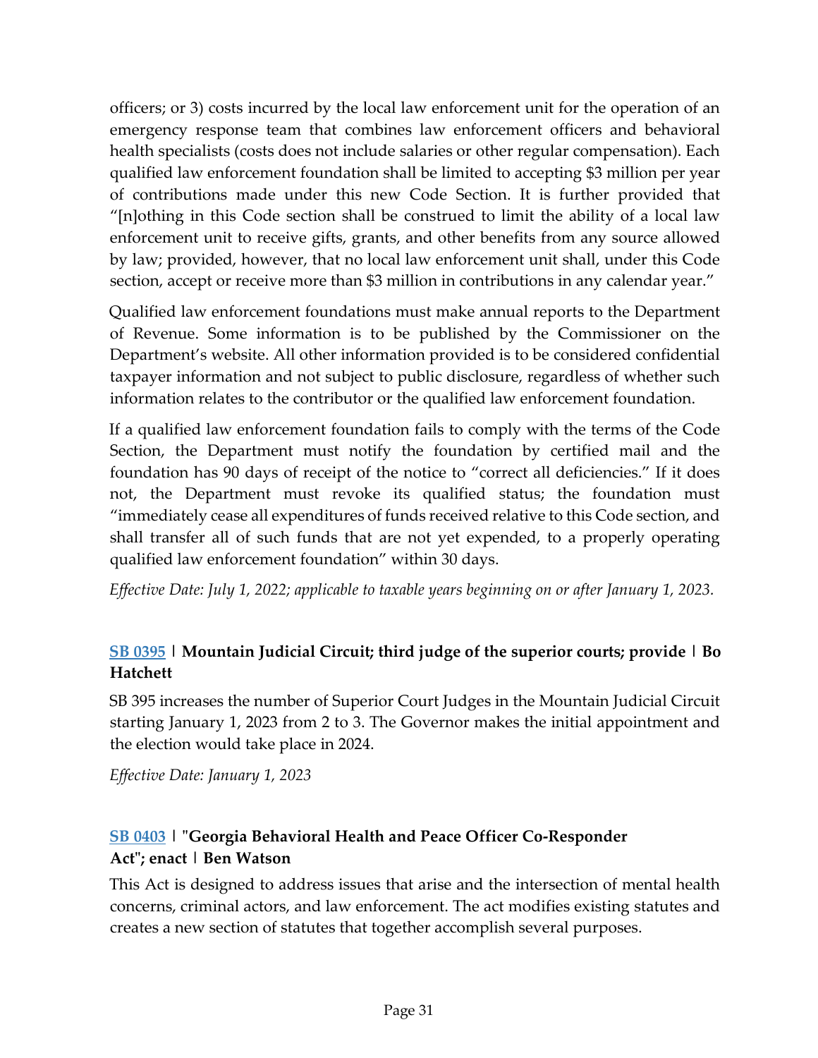officers; or 3) costs incurred by the local law enforcement unit for the operation of an emergency response team that combines law enforcement officers and behavioral health specialists (costs does not include salaries or other regular compensation). Each qualified law enforcement foundation shall be limited to accepting $3 million per year of contributions made under this new Code Section. It is further provided that "[n]othing in this Code section shall be construed to limit the ability of a local law enforcement unit to receive gifts, grants, and other benefits from any source allowed by law; provided, however, that no local law enforcement unit shall, under this Code section, accept or receive more than $3 million in contributions in any calendar year."

Qualified law enforcement foundations must make annual reports to the Department of Revenue. Some information is to be published by the Commissioner on the Department's website. All other information provided is to be considered confidential taxpayer information and not subject to public disclosure, regardless of whether such information relates to the contributor or the qualified law enforcement foundation.

If a qualified law enforcement foundation fails to comply with the terms of the Code Section, the Department must notify the foundation by certified mail and the foundation has 90 days of receipt of the notice to "correct all deficiencies." If it does not, the Department must revoke its qualified status; the foundation must "immediately cease all expenditures of funds received relative to this Code section, and shall transfer all of such funds that are not yet expended, to a properly operating qualified law enforcement foundation" within 30 days.

*Effective Date: July 1, 2022; applicable to taxable years beginning on or after January 1, 2023.*

### SB 0395 | Mountain Judicial Circuit; third judge of the superior courts; provide | Bo Hatchett

SB 395 increases the number of Superior Court Judges in the Mountain Judicial Circuit starting January 1, 2023 from 2 to 3. The Governor makes the initial appointment and the election would take place in 2024.

*Effective Date: January 1, 2023*

### SB 0403 | "Georgia Behavioral Health and Peace Officer Co-Responder Act"; enact | Ben Watson

This Act is designed to address issues that arise and the intersection of mental health concerns, criminal actors, and law enforcement. The act modifies existing statutes and creates a new section of statutes that together accomplish several purposes.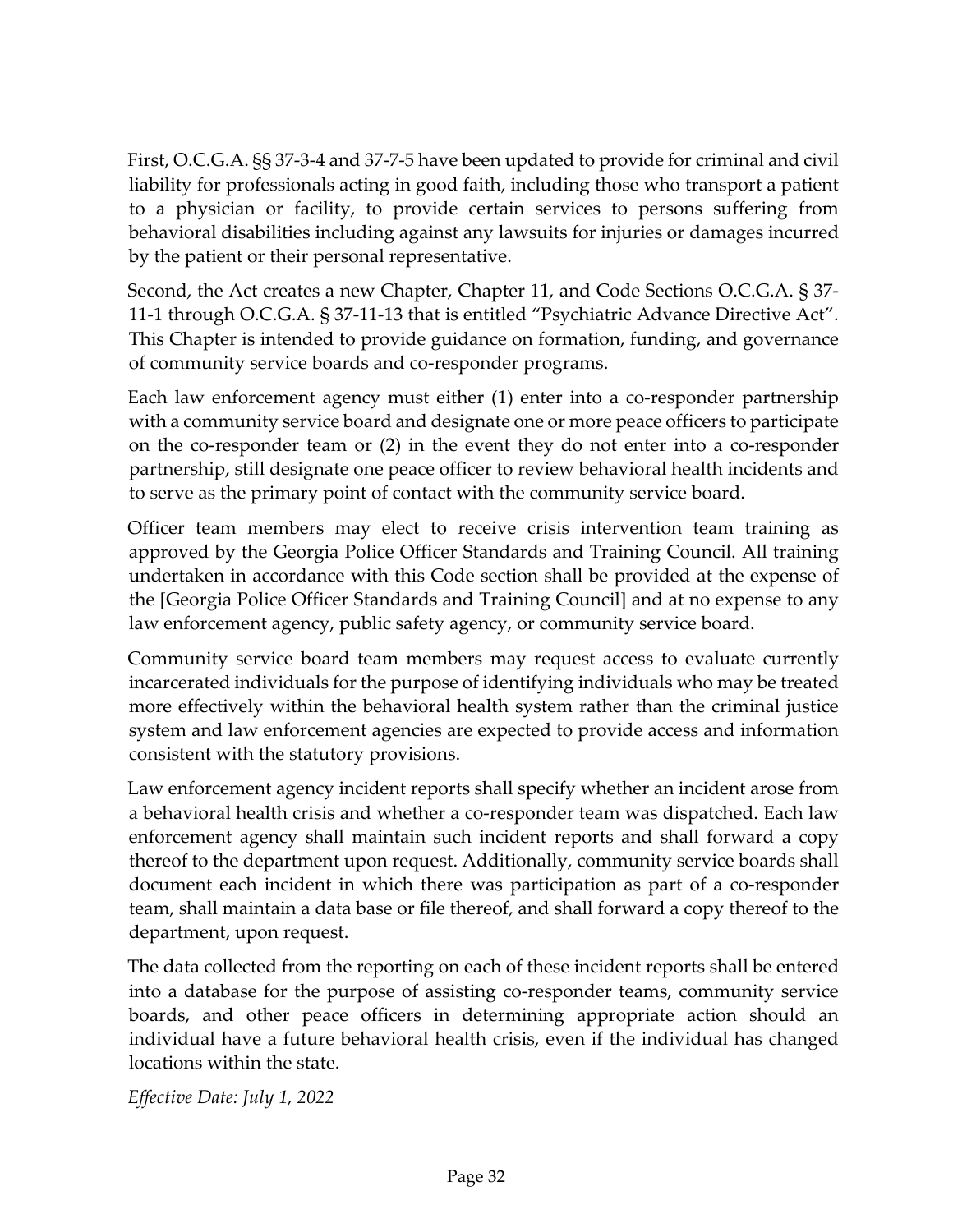First, O.C.G.A. §§ 37-3-4 and 37-7-5 have been updated to provide for criminal and civil liability for professionals acting in good faith, including those who transport a patient to a physician or facility, to provide certain services to persons suffering from behavioral disabilities including against any lawsuits for injuries or damages incurred by the patient or their personal representative.

Second, the Act creates a new Chapter, Chapter 11, and Code Sections O.C.G.A. § 37-11-1 through O.C.G.A. § 37-11-13 that is entitled "Psychiatric Advance Directive Act". This Chapter is intended to provide guidance on formation, funding, and governance of community service boards and co-responder programs.

Each law enforcement agency must either (1) enter into a co-responder partnership with a community service board and designate one or more peace officers to participate on the co-responder team or (2) in the event they do not enter into a co-responder partnership, still designate one peace officer to review behavioral health incidents and to serve as the primary point of contact with the community service board.

Officer team members may elect to receive crisis intervention team training as approved by the Georgia Police Officer Standards and Training Council. All training undertaken in accordance with this Code section shall be provided at the expense of the [Georgia Police Officer Standards and Training Council] and at no expense to any law enforcement agency, public safety agency, or community service board.

Community service board team members may request access to evaluate currently incarcerated individuals for the purpose of identifying individuals who may be treated more effectively within the behavioral health system rather than the criminal justice system and law enforcement agencies are expected to provide access and information consistent with the statutory provisions.

Law enforcement agency incident reports shall specify whether an incident arose from a behavioral health crisis and whether a co-responder team was dispatched. Each law enforcement agency shall maintain such incident reports and shall forward a copy thereof to the department upon request. Additionally, community service boards shall document each incident in which there was participation as part of a co-responder team, shall maintain a data base or file thereof, and shall forward a copy thereof to the department, upon request.

The data collected from the reporting on each of these incident reports shall be entered into a database for the purpose of assisting co-responder teams, community service boards, and other peace officers in determining appropriate action should an individual have a future behavioral health crisis, even if the individual has changed locations within the state.

*Effective Date: July 1, 2022*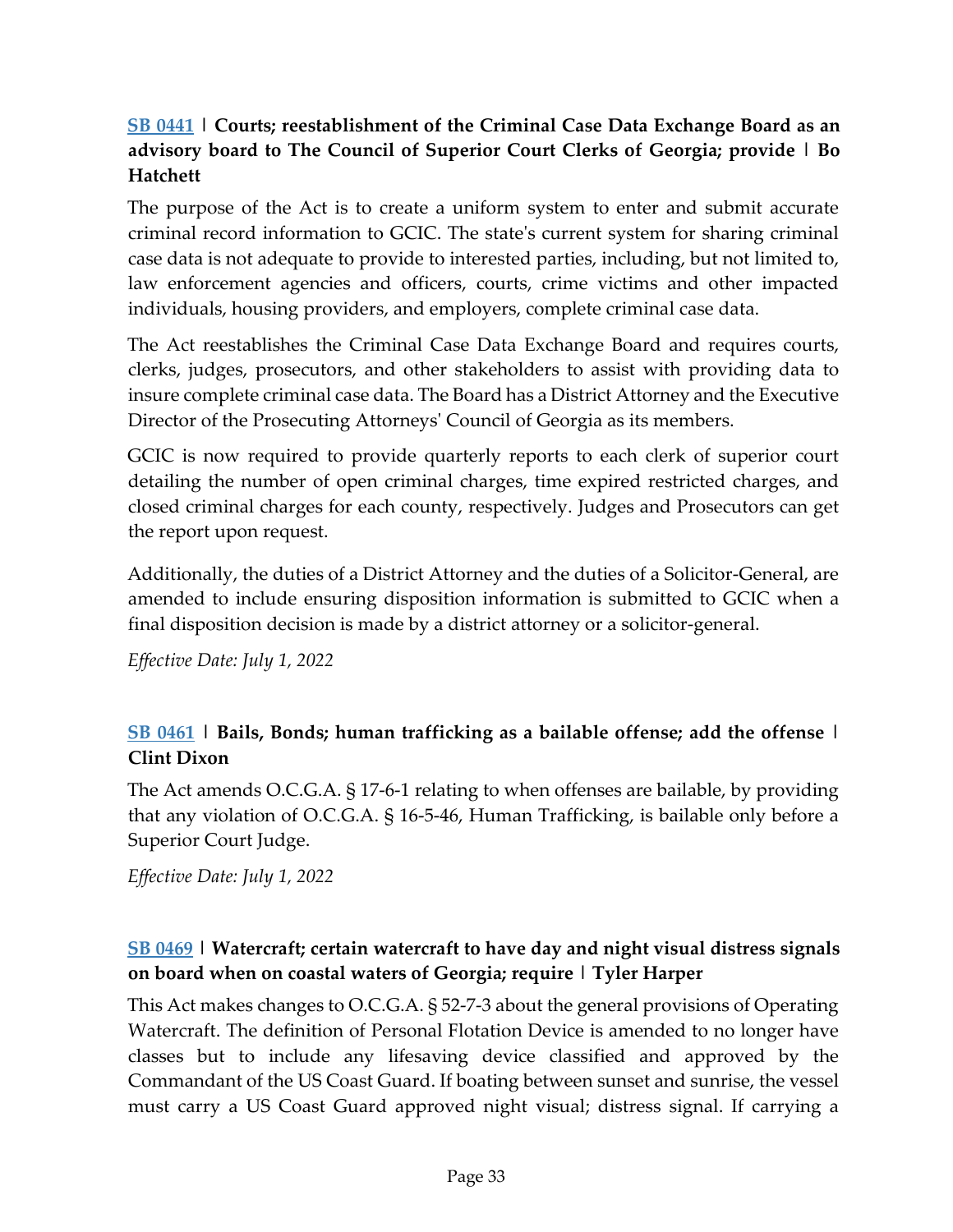**SB 0441 | Courts; reestablishment of the Criminal Case Data Exchange Board as an advisory board to The Council of Superior Court Clerks of Georgia; provide | Bo Hatchett**

The purpose of the Act is to create a uniform system to enter and submit accurate criminal record information to GCIC. The state's current system for sharing criminal case data is not adequate to provide to interested parties, including, but not limited to, law enforcement agencies and officers, courts, crime victims and other impacted individuals, housing providers, and employers, complete criminal case data.

The Act reestablishes the Criminal Case Data Exchange Board and requires courts, clerks, judges, prosecutors, and other stakeholders to assist with providing data to insure complete criminal case data. The Board has a District Attorney and the Executive Director of the Prosecuting Attorneys' Council of Georgia as its members.

GCIC is now required to provide quarterly reports to each clerk of superior court detailing the number of open criminal charges, time expired restricted charges, and closed criminal charges for each county, respectively. Judges and Prosecutors can get the report upon request.

Additionally, the duties of a District Attorney and the duties of a Solicitor-General, are amended to include ensuring disposition information is submitted to GCIC when a final disposition decision is made by a district attorney or a solicitor-general.

*Effective Date: July 1, 2022*

**SB 0461 | Bails, Bonds; human trafficking as a bailable offense; add the offense | Clint Dixon**

The Act amends O.C.G.A. § 17-6-1 relating to when offenses are bailable, by providing that any violation of O.C.G.A. § 16-5-46, Human Trafficking, is bailable only before a Superior Court Judge.

*Effective Date: July 1, 2022*

**SB 0469 | Watercraft; certain watercraft to have day and night visual distress signals on board when on coastal waters of Georgia; require | Tyler Harper**

This Act makes changes to O.C.G.A. § 52-7-3 about the general provisions of Operating Watercraft. The definition of Personal Flotation Device is amended to no longer have classes but to include any lifesaving device classified and approved by the Commandant of the US Coast Guard. If boating between sunset and sunrise, the vessel must carry a US Coast Guard approved night visual; distress signal. If carrying a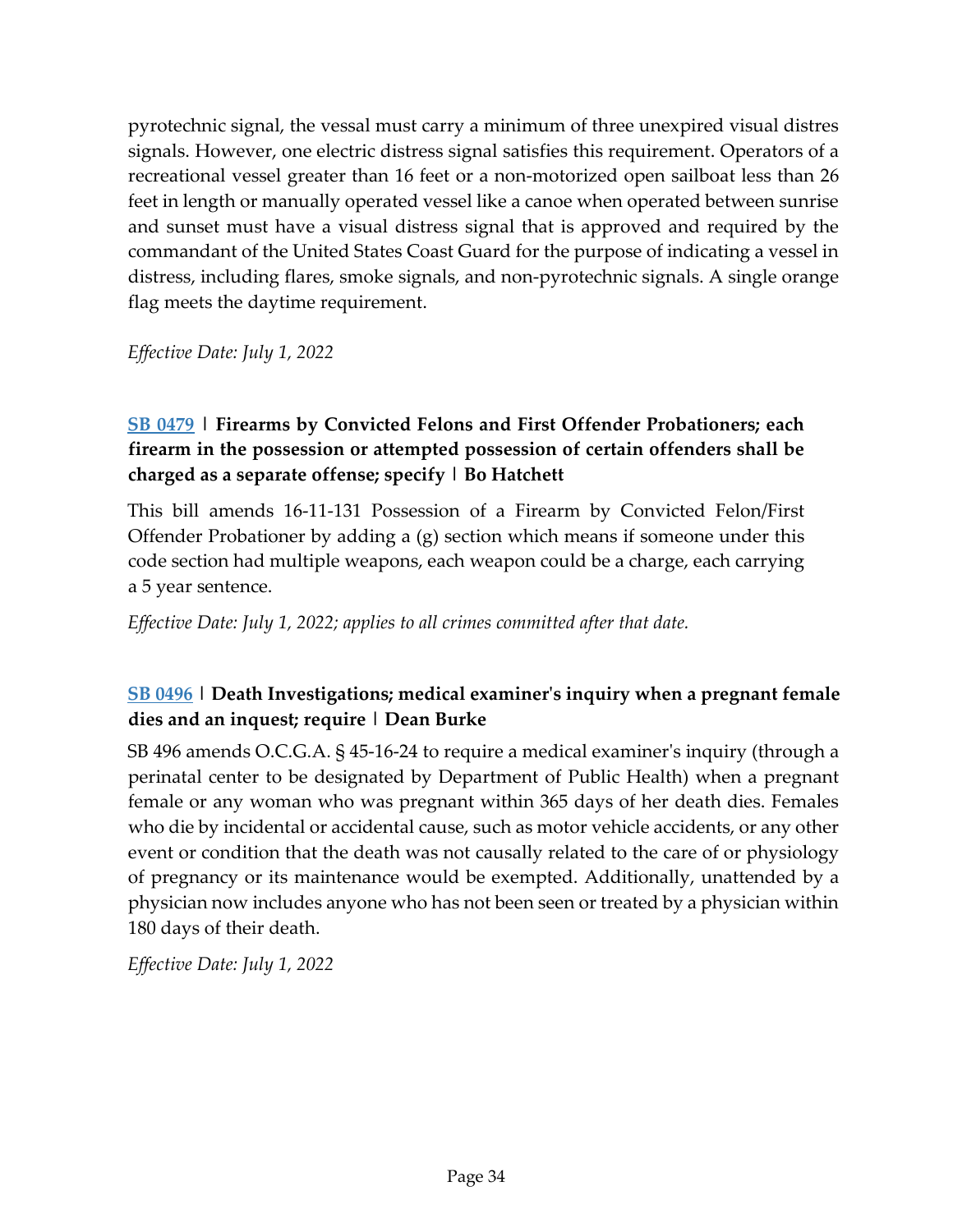pyrotechnic signal, the vessal must carry a minimum of three unexpired visual distres signals. However, one electric distress signal satisfies this requirement. Operators of a recreational vessel greater than 16 feet or a non-motorized open sailboat less than 26 feet in length or manually operated vessel like a canoe when operated between sunrise and sunset must have a visual distress signal that is approved and required by the commandant of the United States Coast Guard for the purpose of indicating a vessel in distress, including flares, smoke signals, and non-pyrotechnic signals. A single orange flag meets the daytime requirement.

*Effective Date: July 1, 2022*

### **SB 0479 | Firearms by Convicted Felons and First Offender Probationers; each firearm in the possession or attempted possession of certain offenders shall be charged as a separate offense; specify | Bo Hatchett**

This bill amends 16-11-131 Possession of a Firearm by Convicted Felon/First Offender Probationer by adding a (g) section which means if someone under this code section had multiple weapons, each weapon could be a charge, each carrying a 5 year sentence.

*Effective Date: July 1, 2022; applies to all crimes committed after that date.*

### **SB 0496 | Death Investigations; medical examiner's inquiry when a pregnant female dies and an inquest; require | Dean Burke**

SB 496 amends O.C.G.A. § 45-16-24 to require a medical examiner's inquiry (through a perinatal center to be designated by Department of Public Health) when a pregnant female or any woman who was pregnant within 365 days of her death dies. Females who die by incidental or accidental cause, such as motor vehicle accidents, or any other event or condition that the death was not causally related to the care of or physiology of pregnancy or its maintenance would be exempted. Additionally, unattended by a physician now includes anyone who has not been seen or treated by a physician within 180 days of their death.

*Effective Date: July 1, 2022*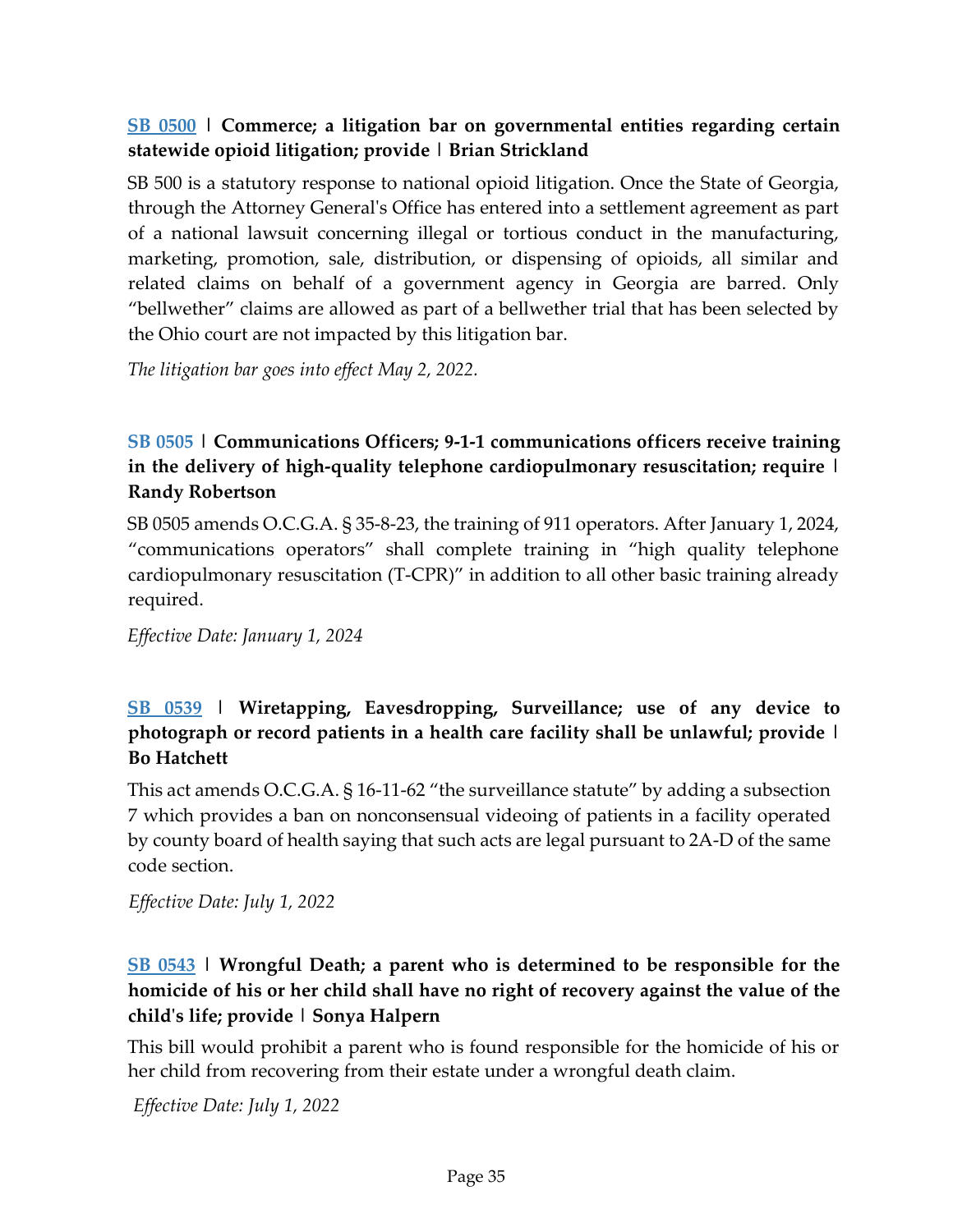**SB 0500 | Commerce; a litigation bar on governmental entities regarding certain statewide opioid litigation; provide | Brian Strickland**

SB 500 is a statutory response to national opioid litigation. Once the State of Georgia, through the Attorney General's Office has entered into a settlement agreement as part of a national lawsuit concerning illegal or tortious conduct in the manufacturing, marketing, promotion, sale, distribution, or dispensing of opioids, all similar and related claims on behalf of a government agency in Georgia are barred. Only "bellwether" claims are allowed as part of a bellwether trial that has been selected by the Ohio court are not impacted by this litigation bar.

*The litigation bar goes into effect May 2, 2022.*

**SB 0505 | Communications Officers; 9-1-1 communications officers receive training in the delivery of high-quality telephone cardiopulmonary resuscitation; require | Randy Robertson**

SB 0505 amends O.C.G.A. § 35-8-23, the training of 911 operators. After January 1, 2024, "communications operators" shall complete training in "high quality telephone cardiopulmonary resuscitation (T-CPR)" in addition to all other basic training already required.

*Effective Date: January 1, 2024*

**SB 0539 | Wiretapping, Eavesdropping, Surveillance; use of any device to photograph or record patients in a health care facility shall be unlawful; provide | Bo Hatchett**

This act amends O.C.G.A. § 16-11-62 "the surveillance statute" by adding a subsection 7 which provides a ban on nonconsensual videoing of patients in a facility operated by county board of health saying that such acts are legal pursuant to 2A-D of the same code section.

*Effective Date: July 1, 2022*

**SB 0543 | Wrongful Death; a parent who is determined to be responsible for the homicide of his or her child shall have no right of recovery against the value of the child's life; provide | Sonya Halpern**

This bill would prohibit a parent who is found responsible for the homicide of his or her child from recovering from their estate under a wrongful death claim.

*Effective Date: July 1, 2022*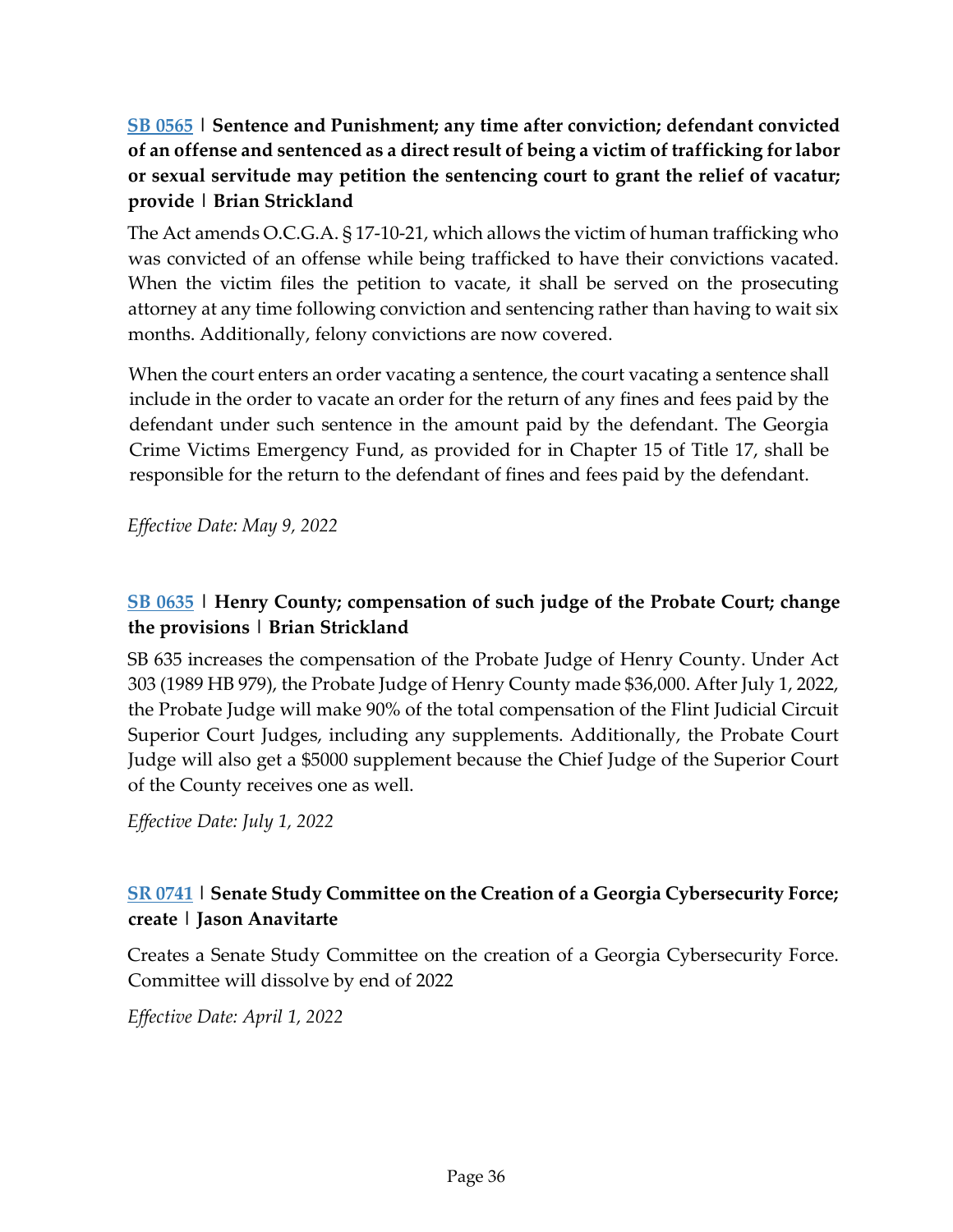**[SB 0565](#) | Sentence and Punishment; any time after conviction; defendant convicted of an offense and sentenced as a direct result of being a victim of trafficking for labor or sexual servitude may petition the sentencing court to grant the relief of vacatur; provide | Brian Strickland**

The Act amends O.C.G.A. § 17-10-21, which allows the victim of human trafficking who was convicted of an offense while being trafficked to have their convictions vacated. When the victim files the petition to vacate, it shall be served on the prosecuting attorney at any time following conviction and sentencing rather than having to wait six months. Additionally, felony convictions are now covered.

When the court enters an order vacating a sentence, the court vacating a sentence shall include in the order to vacate an order for the return of any fines and fees paid by the defendant under such sentence in the amount paid by the defendant. The Georgia Crime Victims Emergency Fund, as provided for in Chapter 15 of Title 17, shall be responsible for the return to the defendant of fines and fees paid by the defendant.

*Effective Date: May 9, 2022*

**[SB 0635](#) | Henry County; compensation of such judge of the Probate Court; change the provisions | Brian Strickland**

SB 635 increases the compensation of the Probate Judge of Henry County. Under Act 303 (1989 HB 979), the Probate Judge of Henry County made $36,000. After July 1, 2022, the Probate Judge will make 90% of the total compensation of the Flint Judicial Circuit Superior Court Judges, including any supplements. Additionally, the Probate Court Judge will also get a $5000 supplement because the Chief Judge of the Superior Court of the County receives one as well.

*Effective Date: July 1, 2022*

**[SR 0741](#) | Senate Study Committee on the Creation of a Georgia Cybersecurity Force; create | Jason Anavitarte**

Creates a Senate Study Committee on the creation of a Georgia Cybersecurity Force. Committee will dissolve by end of 2022

*Effective Date: April 1, 2022*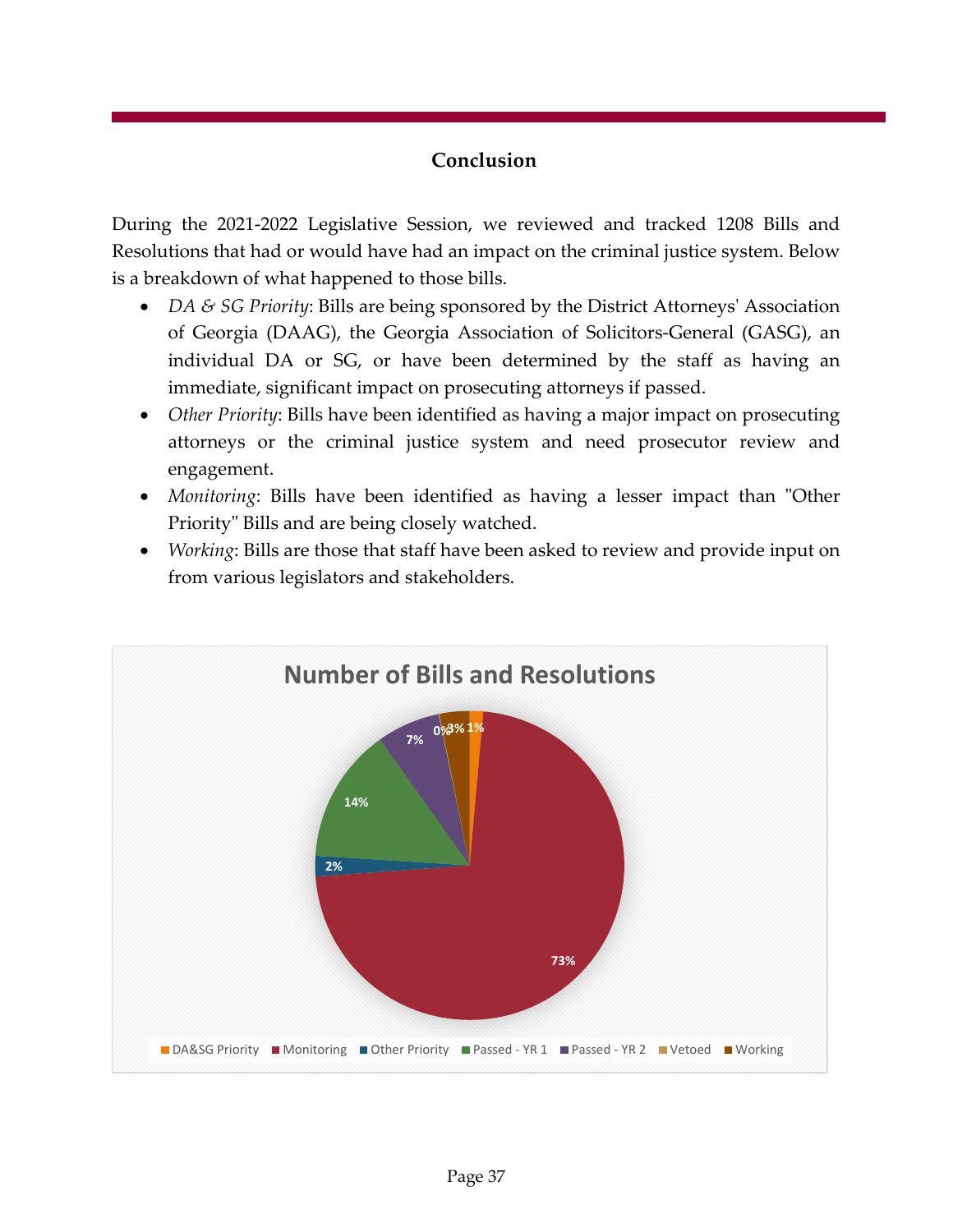## Conclusion

During the 2021-2022 Legislative Session, we reviewed and tracked 1208 Bills and Resolutions that had or would have had an impact on the criminal justice system. Below is a breakdown of what happened to those bills.

- *DA & SG Priority*: Bills are being sponsored by the District Attorneys' Association of Georgia (DAAG), the Georgia Association of Solicitors-General (GASG), an individual DA or SG, or have been determined by the staff as having an immediate, significant impact on prosecuting attorneys if passed.
- *Other Priority*: Bills have been identified as having a major impact on prosecuting attorneys or the criminal justice system and need prosecutor review and engagement.
- *Monitoring*: Bills have been identified as having a lesser impact than "Other Priority" Bills and are being closely watched.
- *Working*: Bills are those that staff have been asked to review and provide input on from various legislators and stakeholders.

**Number of Bills and Resolutions**

| Category | Percentage |
| --- | --- |
| DA&SG Priority | 1% |
| Monitoring | 73% |
| Other Priority | 2% |
| Passed - YR 1 | 14% |
| Passed - YR 2 | 7% |
| Vetoed | 0% |
| Working | 3% |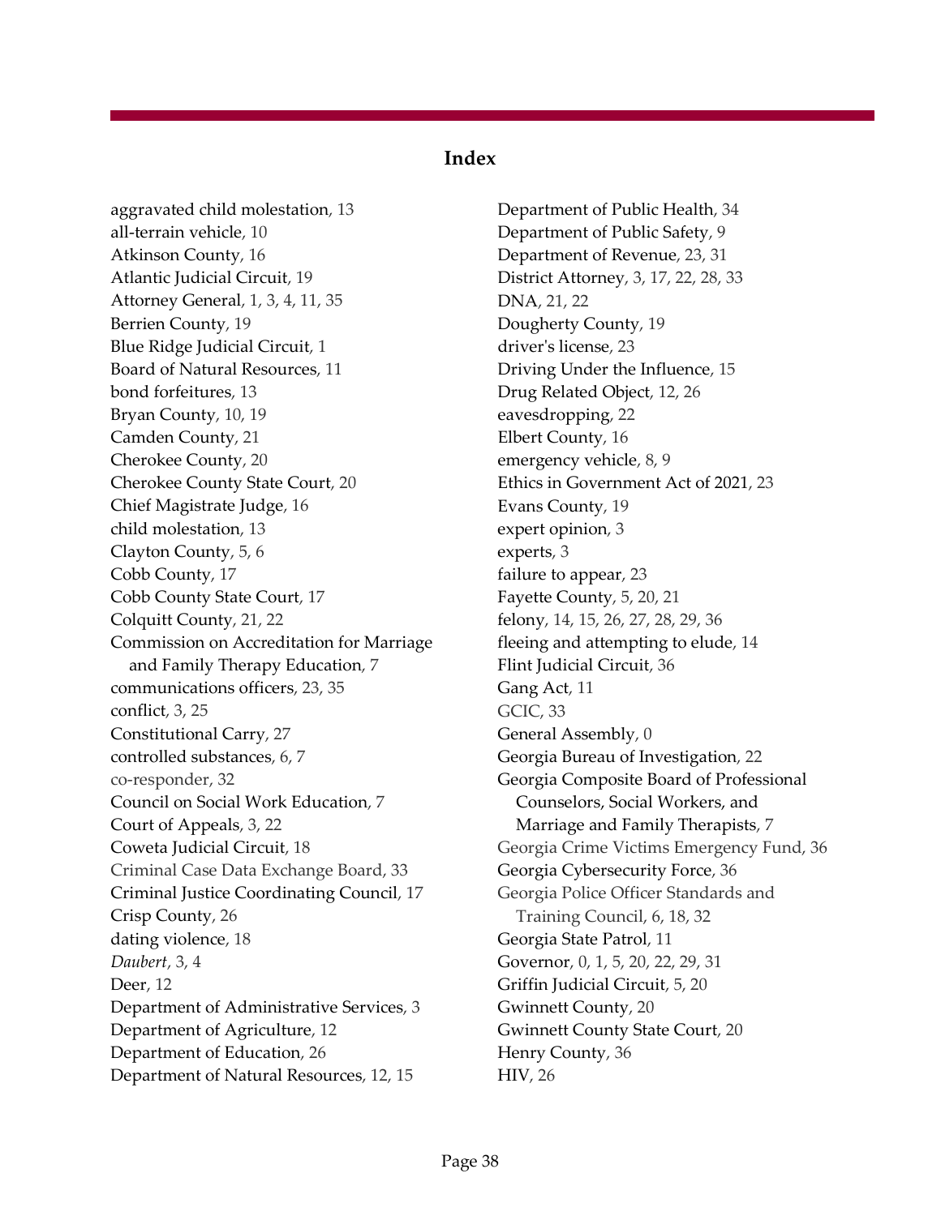## Index

aggravated child molestation, 13
all-terrain vehicle, 10
Atkinson County, 16
Atlantic Judicial Circuit, 19
Attorney General, 1, 3, 4, 11, 35
Berrien County, 19
Blue Ridge Judicial Circuit, 1
Board of Natural Resources, 11
bond forfeitures, 13
Bryan County, 10, 19
Camden County, 21
Cherokee County, 20
Cherokee County State Court, 20
Chief Magistrate Judge, 16
child molestation, 13
Clayton County, 5, 6
Cobb County, 17
Cobb County State Court, 17
Colquitt County, 21, 22
Commission on Accreditation for Marriage and Family Therapy Education, 7
communications officers, 23, 35
conflict, 3, 25
Constitutional Carry, 27
controlled substances, 6, 7
co-responder, 32
Council on Social Work Education, 7
Court of Appeals, 3, 22
Coweta Judicial Circuit, 18
Criminal Case Data Exchange Board, 33
Criminal Justice Coordinating Council, 17
Crisp County, 26
dating violence, 18
*Daubert*, 3, 4
Deer, 12
Department of Administrative Services, 3
Department of Agriculture, 12
Department of Education, 26
Department of Natural Resources, 12, 15
Department of Public Health, 34
Department of Public Safety, 9
Department of Revenue, 23, 31
District Attorney, 3, 17, 22, 28, 33
DNA, 21, 22
Dougherty County, 19
driver's license, 23
Driving Under the Influence, 15
Drug Related Object, 12, 26
eavesdropping, 22
Elbert County, 16
emergency vehicle, 8, 9
Ethics in Government Act of 2021, 23
Evans County, 19
expert opinion, 3
experts, 3
failure to appear, 23
Fayette County, 5, 20, 21
felony, 14, 15, 26, 27, 28, 29, 36
fleeing and attempting to elude, 14
Flint Judicial Circuit, 36
Gang Act, 11
GCIC, 33
General Assembly, 0
Georgia Bureau of Investigation, 22
Georgia Composite Board of Professional Counselors, Social Workers, and Marriage and Family Therapists, 7
Georgia Crime Victims Emergency Fund, 36
Georgia Cybersecurity Force, 36
Georgia Police Officer Standards and Training Council, 6, 18, 32
Georgia State Patrol, 11
Governor, 0, 1, 5, 20, 22, 29, 31
Griffin Judicial Circuit, 5, 20
Gwinnett County, 20
Gwinnett County State Court, 20
Henry County, 36
HIV, 26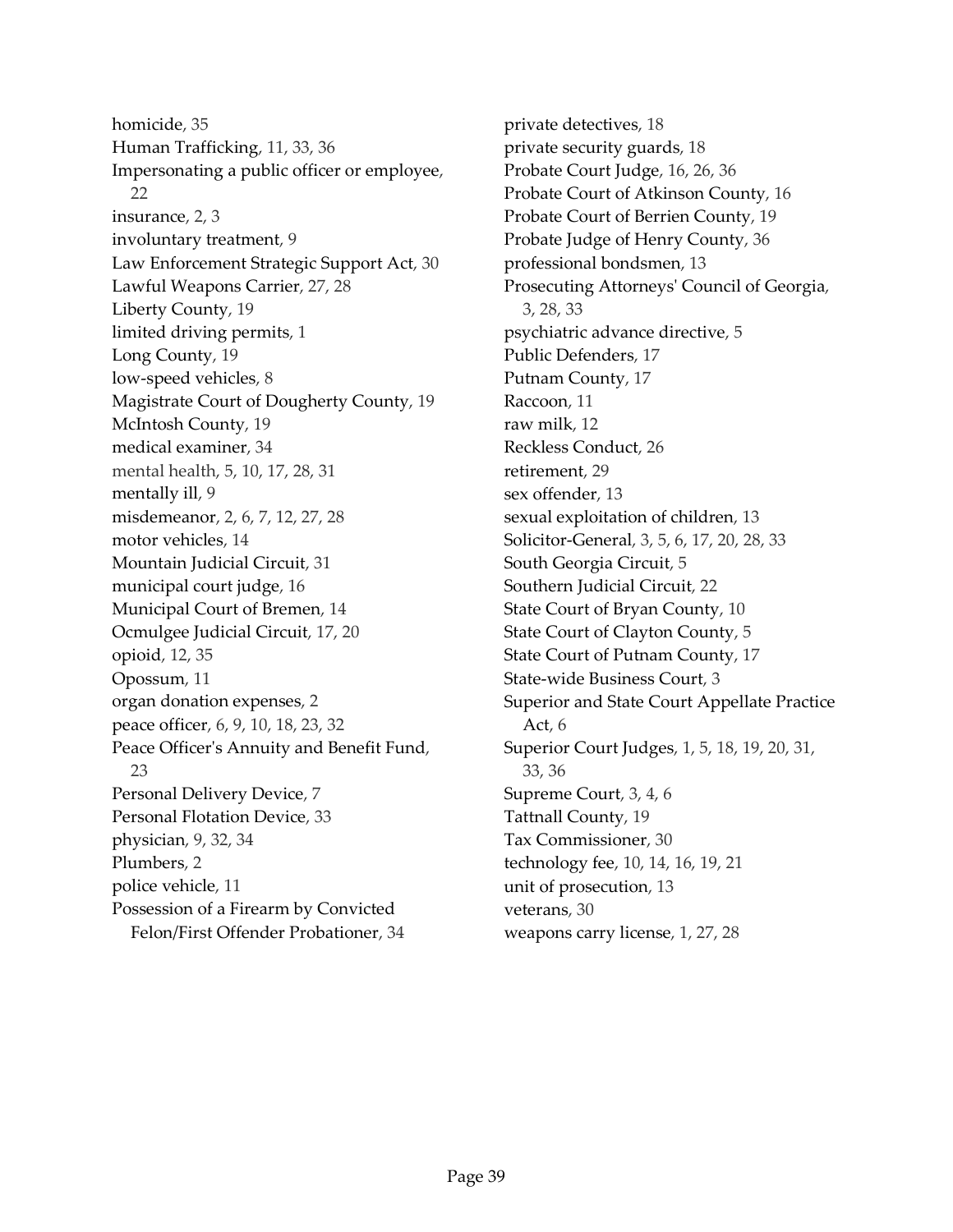homicide, 35
Human Trafficking, 11, 33, 36
Impersonating a public officer or employee, 22
insurance, 2, 3
involuntary treatment, 9
Law Enforcement Strategic Support Act, 30
Lawful Weapons Carrier, 27, 28
Liberty County, 19
limited driving permits, 1
Long County, 19
low-speed vehicles, 8
Magistrate Court of Dougherty County, 19
McIntosh County, 19
medical examiner, 34
mental health, 5, 10, 17, 28, 31
mentally ill, 9
misdemeanor, 2, 6, 7, 12, 27, 28
motor vehicles, 14
Mountain Judicial Circuit, 31
municipal court judge, 16
Municipal Court of Bremen, 14
Ocmulgee Judicial Circuit, 17, 20
opioid, 12, 35
Opossum, 11
organ donation expenses, 2
peace officer, 6, 9, 10, 18, 23, 32
Peace Officer's Annuity and Benefit Fund, 23
Personal Delivery Device, 7
Personal Flotation Device, 33
physician, 9, 32, 34
Plumbers, 2
police vehicle, 11
Possession of a Firearm by Convicted Felon/First Offender Probationer, 34
private detectives, 18
private security guards, 18
Probate Court Judge, 16, 26, 36
Probate Court of Atkinson County, 16
Probate Court of Berrien County, 19
Probate Judge of Henry County, 36
professional bondsmen, 13
Prosecuting Attorneys' Council of Georgia, 3, 28, 33
psychiatric advance directive, 5
Public Defenders, 17
Putnam County, 17
Raccoon, 11
raw milk, 12
Reckless Conduct, 26
retirement, 29
sex offender, 13
sexual exploitation of children, 13
Solicitor-General, 3, 5, 6, 17, 20, 28, 33
South Georgia Circuit, 5
Southern Judicial Circuit, 22
State Court of Bryan County, 10
State Court of Clayton County, 5
State Court of Putnam County, 17
State-wide Business Court, 3
Superior and State Court Appellate Practice Act, 6
Superior Court Judges, 1, 5, 18, 19, 20, 31, 33, 36
Supreme Court, 3, 4, 6
Tattnall County, 19
Tax Commissioner, 30
technology fee, 10, 14, 16, 19, 21
unit of prosecution, 13
veterans, 30
weapons carry license, 1, 27, 28